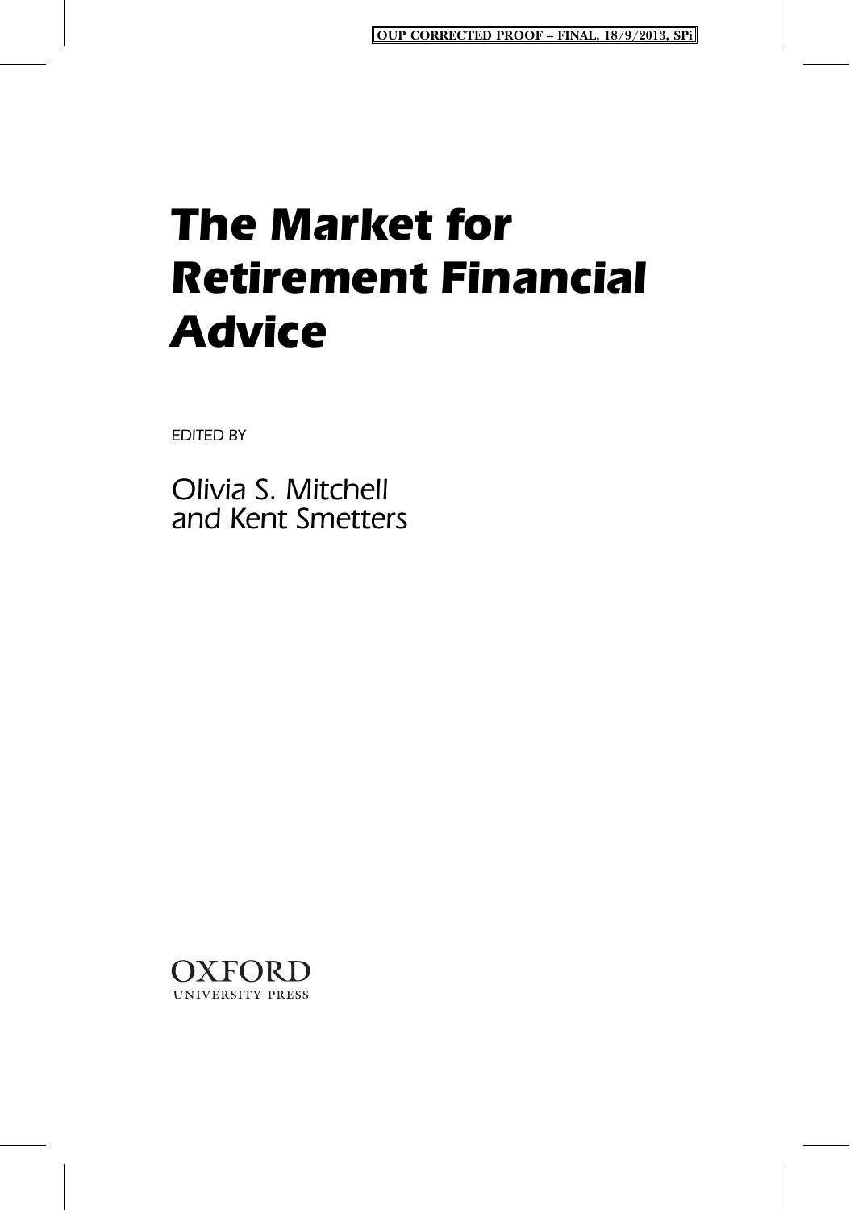# The Market for Retirement Financial Advice

EDITED BY

Olivia S. Mitchell
and Kent Smetters

OXFORD
UNIVERSITY PRESS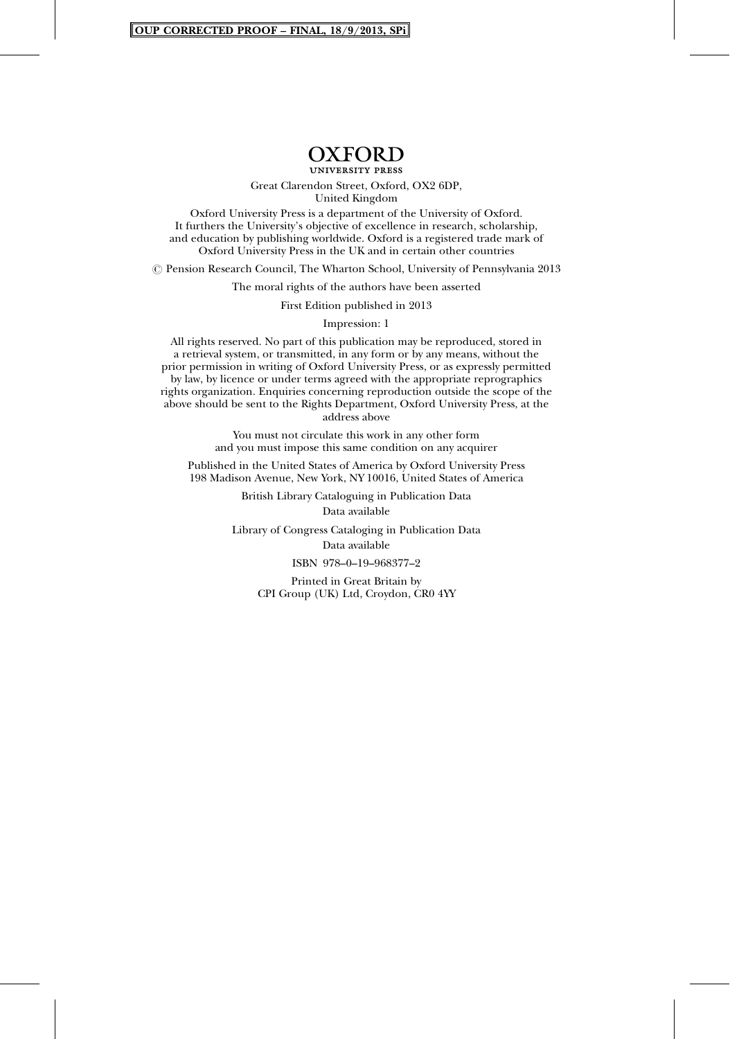# OXFORD
UNIVERSITY PRESS

Great Clarendon Street, Oxford, OX2 6DP,
United Kingdom

Oxford University Press is a department of the University of Oxford.
It furthers the University's objective of excellence in research, scholarship,
and education by publishing worldwide. Oxford is a registered trade mark of
Oxford University Press in the UK and in certain other countries

© Pension Research Council, The Wharton School, University of Pennsylvania 2013

The moral rights of the authors have been asserted

First Edition published in 2013

Impression: 1

All rights reserved. No part of this publication may be reproduced, stored in
a retrieval system, or transmitted, in any form or by any means, without the
prior permission in writing of Oxford University Press, or as expressly permitted
by law, by licence or under terms agreed with the appropriate reprographics
rights organization. Enquiries concerning reproduction outside the scope of the
above should be sent to the Rights Department, Oxford University Press, at the
address above

You must not circulate this work in any other form
and you must impose this same condition on any acquirer

Published in the United States of America by Oxford University Press
198 Madison Avenue, New York, NY 10016, United States of America

British Library Cataloguing in Publication Data
Data available

Library of Congress Cataloging in Publication Data
Data available

ISBN 978–0–19–968377–2

Printed in Great Britain by
CPI Group (UK) Ltd, Croydon, CR0 4YY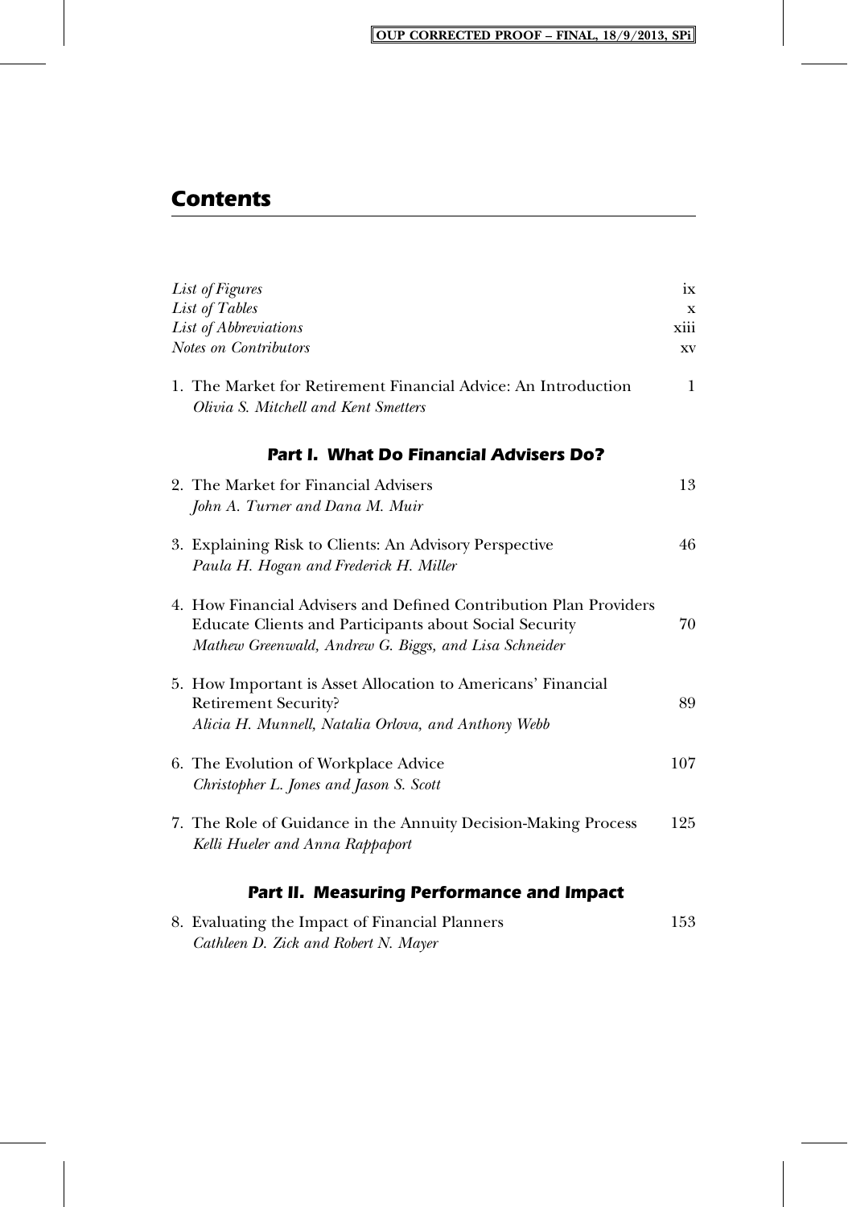# Contents

| | |
|---|---|
| *List of Figures* | ix |
| *List of Tables* | x |
| *List of Abbreviations* | xiii |
| *Notes on Contributors* | xv |

1. The Market for Retirement Financial Advice: An Introduction — 1
   *Olivia S. Mitchell and Kent Smetters*

## Part I. What Do Financial Advisers Do?

2. The Market for Financial Advisers — 13
   *John A. Turner and Dana M. Muir*

3. Explaining Risk to Clients: An Advisory Perspective — 46
   *Paula H. Hogan and Frederick H. Miller*

4. How Financial Advisers and Defined Contribution Plan Providers Educate Clients and Participants about Social Security — 70
   *Mathew Greenwald, Andrew G. Biggs, and Lisa Schneider*

5. How Important is Asset Allocation to Americans' Financial Retirement Security? — 89
   *Alicia H. Munnell, Natalia Orlova, and Anthony Webb*

6. The Evolution of Workplace Advice — 107
   *Christopher L. Jones and Jason S. Scott*

7. The Role of Guidance in the Annuity Decision-Making Process — 125
   *Kelli Hueler and Anna Rappaport*

## Part II. Measuring Performance and Impact

8. Evaluating the Impact of Financial Planners — 153
   *Cathleen D. Zick and Robert N. Mayer*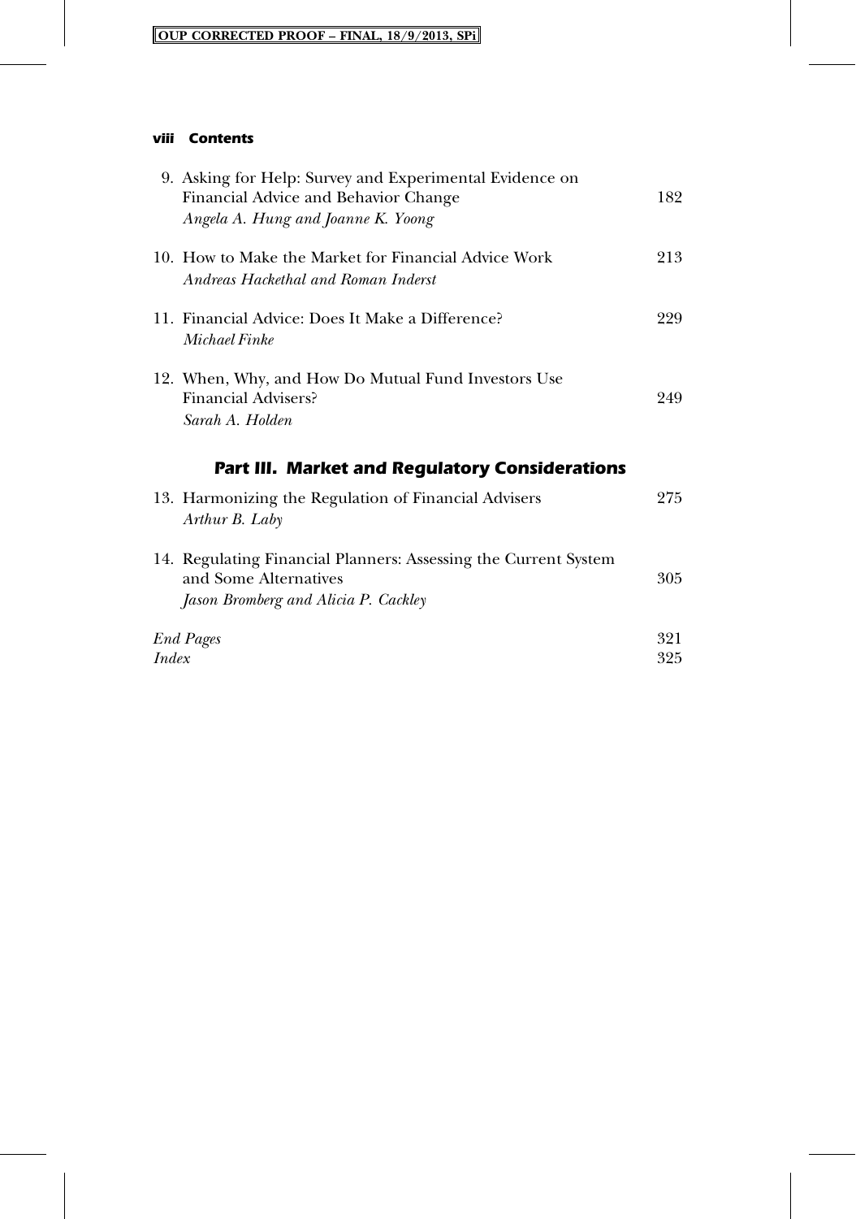9. Asking for Help: Survey and Experimental Evidence on Financial Advice and Behavior Change 182
   *Angela A. Hung and Joanne K. Yoong*

10. How to Make the Market for Financial Advice Work 213
    *Andreas Hackethal and Roman Inderst*

11. Financial Advice: Does It Make a Difference? 229
    *Michael Finke*

12. When, Why, and How Do Mutual Fund Investors Use Financial Advisers? 249
    *Sarah A. Holden*

## Part III. Market and Regulatory Considerations

13. Harmonizing the Regulation of Financial Advisers 275
    *Arthur B. Laby*

14. Regulating Financial Planners: Assessing the Current System and Some Alternatives 305
    *Jason Bromberg and Alicia P. Cackley*

*End Pages* 321
*Index* 325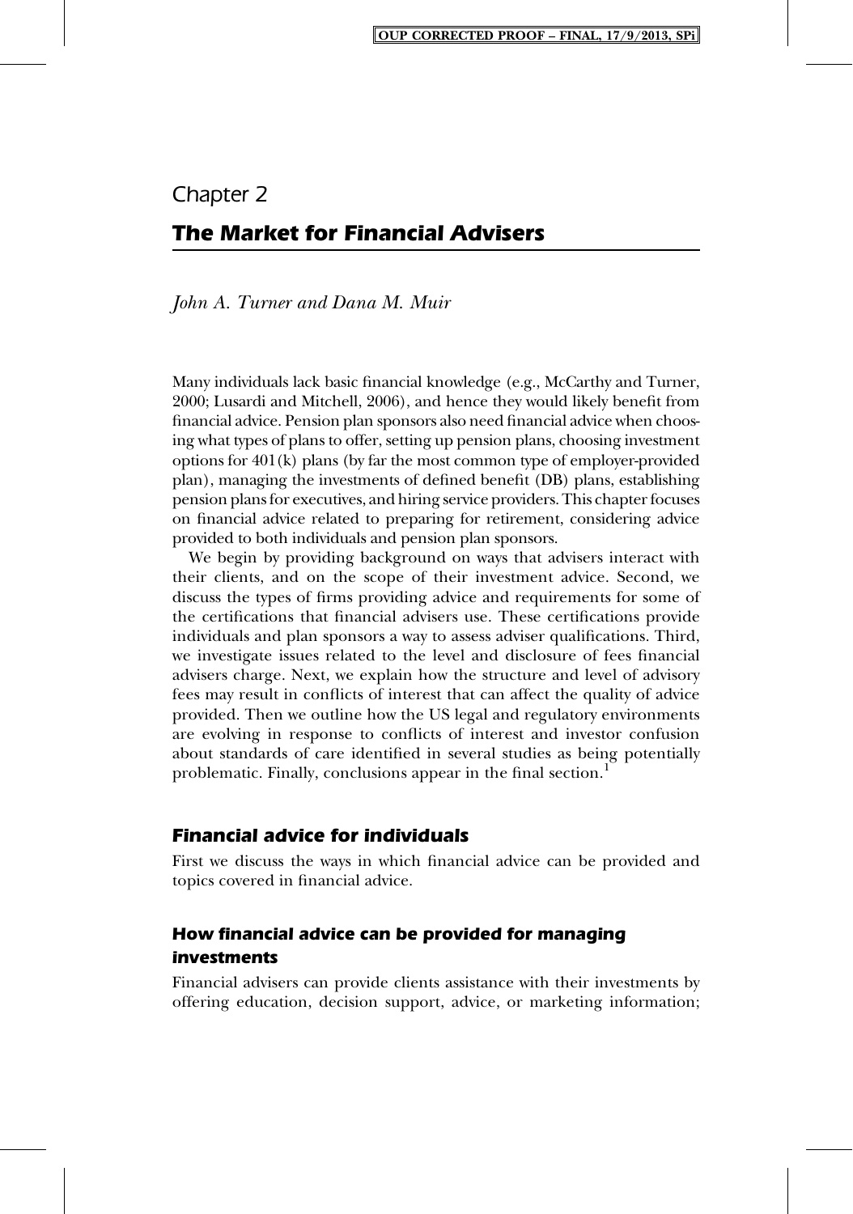# Chapter 2

## The Market for Financial Advisers

*John A. Turner and Dana M. Muir*

Many individuals lack basic financial knowledge (e.g., McCarthy and Turner, 2000; Lusardi and Mitchell, 2006), and hence they would likely benefit from financial advice. Pension plan sponsors also need financial advice when choosing what types of plans to offer, setting up pension plans, choosing investment options for 401(k) plans (by far the most common type of employer-provided plan), managing the investments of defined benefit (DB) plans, establishing pension plans for executives, and hiring service providers. This chapter focuses on financial advice related to preparing for retirement, considering advice provided to both individuals and pension plan sponsors.

We begin by providing background on ways that advisers interact with their clients, and on the scope of their investment advice. Second, we discuss the types of firms providing advice and requirements for some of the certifications that financial advisers use. These certifications provide individuals and plan sponsors a way to assess adviser qualifications. Third, we investigate issues related to the level and disclosure of fees financial advisers charge. Next, we explain how the structure and level of advisory fees may result in conflicts of interest that can affect the quality of advice provided. Then we outline how the US legal and regulatory environments are evolving in response to conflicts of interest and investor confusion about standards of care identified in several studies as being potentially problematic. Finally, conclusions appear in the final section.[1]

### Financial advice for individuals

First we discuss the ways in which financial advice can be provided and topics covered in financial advice.

### How financial advice can be provided for managing investments

Financial advisers can provide clients assistance with their investments by offering education, decision support, advice, or marketing information;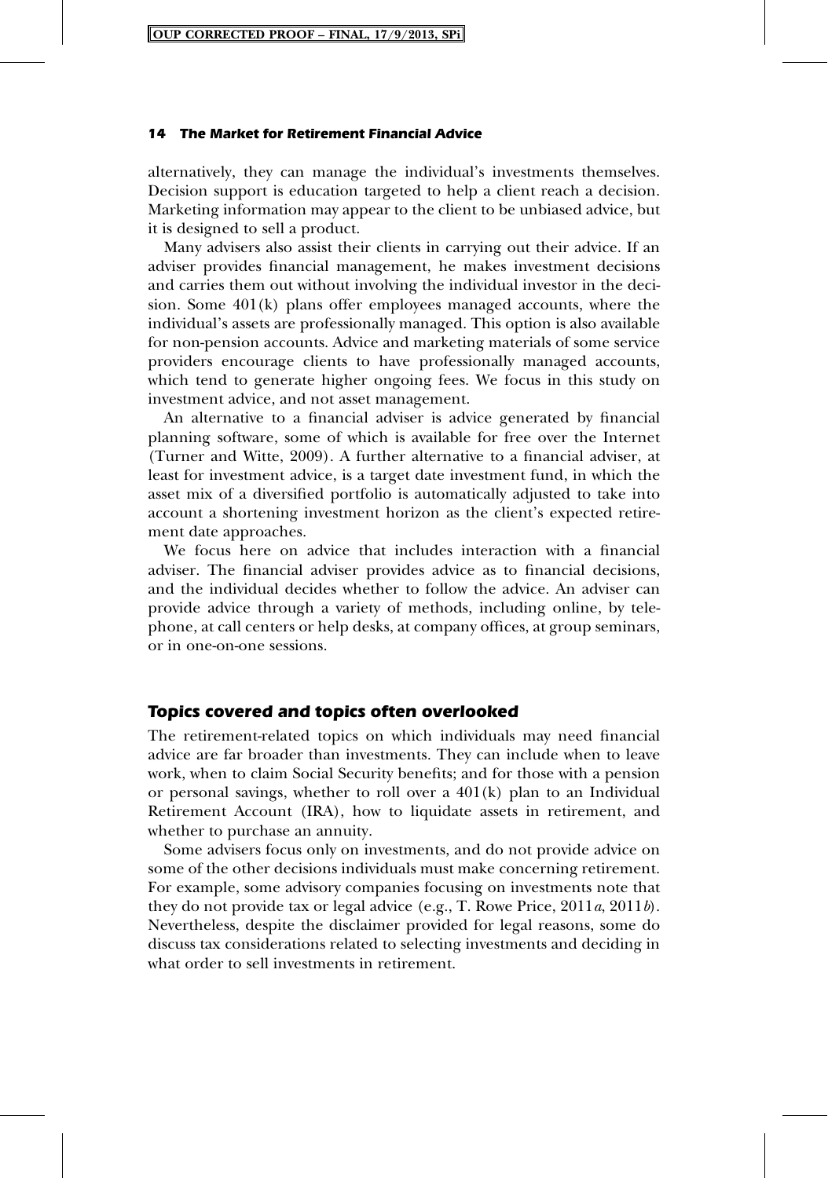alternatively, they can manage the individual's investments themselves. Decision support is education targeted to help a client reach a decision. Marketing information may appear to the client to be unbiased advice, but it is designed to sell a product.

Many advisers also assist their clients in carrying out their advice. If an adviser provides financial management, he makes investment decisions and carries them out without involving the individual investor in the decision. Some 401(k) plans offer employees managed accounts, where the individual's assets are professionally managed. This option is also available for non-pension accounts. Advice and marketing materials of some service providers encourage clients to have professionally managed accounts, which tend to generate higher ongoing fees. We focus in this study on investment advice, and not asset management.

An alternative to a financial adviser is advice generated by financial planning software, some of which is available for free over the Internet (Turner and Witte, 2009). A further alternative to a financial adviser, at least for investment advice, is a target date investment fund, in which the asset mix of a diversified portfolio is automatically adjusted to take into account a shortening investment horizon as the client's expected retirement date approaches.

We focus here on advice that includes interaction with a financial adviser. The financial adviser provides advice as to financial decisions, and the individual decides whether to follow the advice. An adviser can provide advice through a variety of methods, including online, by telephone, at call centers or help desks, at company offices, at group seminars, or in one-on-one sessions.

## Topics covered and topics often overlooked

The retirement-related topics on which individuals may need financial advice are far broader than investments. They can include when to leave work, when to claim Social Security benefits; and for those with a pension or personal savings, whether to roll over a 401(k) plan to an Individual Retirement Account (IRA), how to liquidate assets in retirement, and whether to purchase an annuity.

Some advisers focus only on investments, and do not provide advice on some of the other decisions individuals must make concerning retirement. For example, some advisory companies focusing on investments note that they do not provide tax or legal advice (e.g., T. Rowe Price, 2011*a*, 2011*b*). Nevertheless, despite the disclaimer provided for legal reasons, some do discuss tax considerations related to selecting investments and deciding in what order to sell investments in retirement.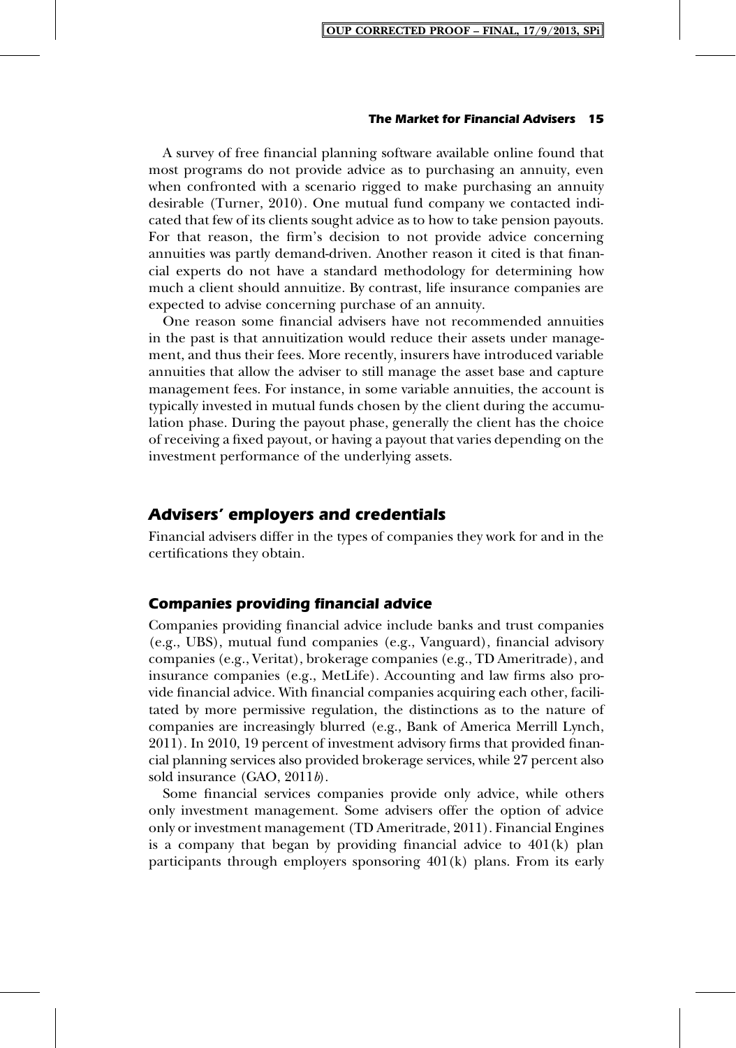A survey of free financial planning software available online found that most programs do not provide advice as to purchasing an annuity, even when confronted with a scenario rigged to make purchasing an annuity desirable (Turner, 2010). One mutual fund company we contacted indicated that few of its clients sought advice as to how to take pension payouts. For that reason, the firm's decision to not provide advice concerning annuities was partly demand-driven. Another reason it cited is that financial experts do not have a standard methodology for determining how much a client should annuitize. By contrast, life insurance companies are expected to advise concerning purchase of an annuity.

One reason some financial advisers have not recommended annuities in the past is that annuitization would reduce their assets under management, and thus their fees. More recently, insurers have introduced variable annuities that allow the adviser to still manage the asset base and capture management fees. For instance, in some variable annuities, the account is typically invested in mutual funds chosen by the client during the accumulation phase. During the payout phase, generally the client has the choice of receiving a fixed payout, or having a payout that varies depending on the investment performance of the underlying assets.

## Advisers' employers and credentials

Financial advisers differ in the types of companies they work for and in the certifications they obtain.

### Companies providing financial advice

Companies providing financial advice include banks and trust companies (e.g., UBS), mutual fund companies (e.g., Vanguard), financial advisory companies (e.g., Veritat), brokerage companies (e.g., TD Ameritrade), and insurance companies (e.g., MetLife). Accounting and law firms also provide financial advice. With financial companies acquiring each other, facilitated by more permissive regulation, the distinctions as to the nature of companies are increasingly blurred (e.g., Bank of America Merrill Lynch, 2011). In 2010, 19 percent of investment advisory firms that provided financial planning services also provided brokerage services, while 27 percent also sold insurance (GAO, 2011*b*).

Some financial services companies provide only advice, while others only investment management. Some advisers offer the option of advice only or investment management (TD Ameritrade, 2011). Financial Engines is a company that began by providing financial advice to 401(k) plan participants through employers sponsoring 401(k) plans. From its early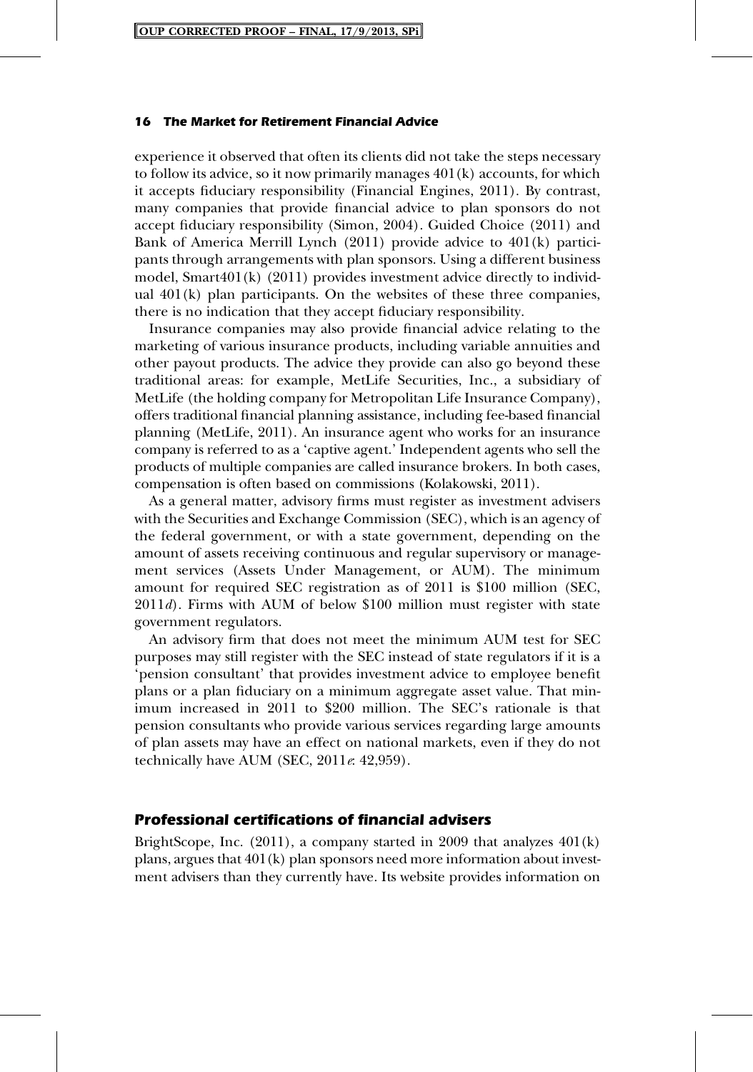experience it observed that often its clients did not take the steps necessary to follow its advice, so it now primarily manages 401(k) accounts, for which it accepts fiduciary responsibility (Financial Engines, 2011). By contrast, many companies that provide financial advice to plan sponsors do not accept fiduciary responsibility (Simon, 2004). Guided Choice (2011) and Bank of America Merrill Lynch (2011) provide advice to 401(k) participants through arrangements with plan sponsors. Using a different business model, Smart401(k) (2011) provides investment advice directly to individual 401(k) plan participants. On the websites of these three companies, there is no indication that they accept fiduciary responsibility.

Insurance companies may also provide financial advice relating to the marketing of various insurance products, including variable annuities and other payout products. The advice they provide can also go beyond these traditional areas: for example, MetLife Securities, Inc., a subsidiary of MetLife (the holding company for Metropolitan Life Insurance Company), offers traditional financial planning assistance, including fee-based financial planning (MetLife, 2011). An insurance agent who works for an insurance company is referred to as a 'captive agent.' Independent agents who sell the products of multiple companies are called insurance brokers. In both cases, compensation is often based on commissions (Kolakowski, 2011).

As a general matter, advisory firms must register as investment advisers with the Securities and Exchange Commission (SEC), which is an agency of the federal government, or with a state government, depending on the amount of assets receiving continuous and regular supervisory or management services (Assets Under Management, or AUM). The minimum amount for required SEC registration as of 2011 is $100 million (SEC, 2011*d*). Firms with AUM of below $100 million must register with state government regulators.

An advisory firm that does not meet the minimum AUM test for SEC purposes may still register with the SEC instead of state regulators if it is a 'pension consultant' that provides investment advice to employee benefit plans or a plan fiduciary on a minimum aggregate asset value. That minimum increased in 2011 to $200 million. The SEC's rationale is that pension consultants who provide various services regarding large amounts of plan assets may have an effect on national markets, even if they do not technically have AUM (SEC, 2011*e*: 42,959).

## Professional certifications of financial advisers

BrightScope, Inc. (2011), a company started in 2009 that analyzes 401(k) plans, argues that 401(k) plan sponsors need more information about investment advisers than they currently have. Its website provides information on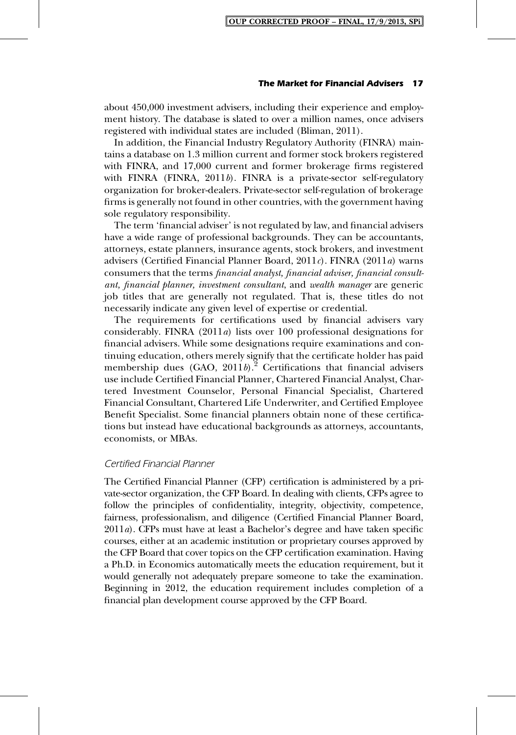about 450,000 investment advisers, including their experience and employment history. The database is slated to over a million names, once advisers registered with individual states are included (Bliman, 2011).

In addition, the Financial Industry Regulatory Authority (FINRA) maintains a database on 1.3 million current and former stock brokers registered with FINRA, and 17,000 current and former brokerage firms registered with FINRA (FINRA, 2011*b*). FINRA is a private-sector self-regulatory organization for broker-dealers. Private-sector self-regulation of brokerage firms is generally not found in other countries, with the government having sole regulatory responsibility.

The term 'financial adviser' is not regulated by law, and financial advisers have a wide range of professional backgrounds. They can be accountants, attorneys, estate planners, insurance agents, stock brokers, and investment advisers (Certified Financial Planner Board, 2011*c*). FINRA (2011*a*) warns consumers that the terms *financial analyst, financial adviser, financial consultant, financial planner, investment consultant*, and *wealth manager* are generic job titles that are generally not regulated. That is, these titles do not necessarily indicate any given level of expertise or credential.

The requirements for certifications used by financial advisers vary considerably. FINRA (2011*a*) lists over 100 professional designations for financial advisers. While some designations require examinations and continuing education, others merely signify that the certificate holder has paid membership dues (GAO, 2011*b*).[2] Certifications that financial advisers use include Certified Financial Planner, Chartered Financial Analyst, Chartered Investment Counselor, Personal Financial Specialist, Chartered Financial Consultant, Chartered Life Underwriter, and Certified Employee Benefit Specialist. Some financial planners obtain none of these certifications but instead have educational backgrounds as attorneys, accountants, economists, or MBAs.

### *Certified Financial Planner*

The Certified Financial Planner (CFP) certification is administered by a private-sector organization, the CFP Board. In dealing with clients, CFPs agree to follow the principles of confidentiality, integrity, objectivity, competence, fairness, professionalism, and diligence (Certified Financial Planner Board, 2011*a*). CFPs must have at least a Bachelor's degree and have taken specific courses, either at an academic institution or proprietary courses approved by the CFP Board that cover topics on the CFP certification examination. Having a Ph.D. in Economics automatically meets the education requirement, but it would generally not adequately prepare someone to take the examination. Beginning in 2012, the education requirement includes completion of a financial plan development course approved by the CFP Board.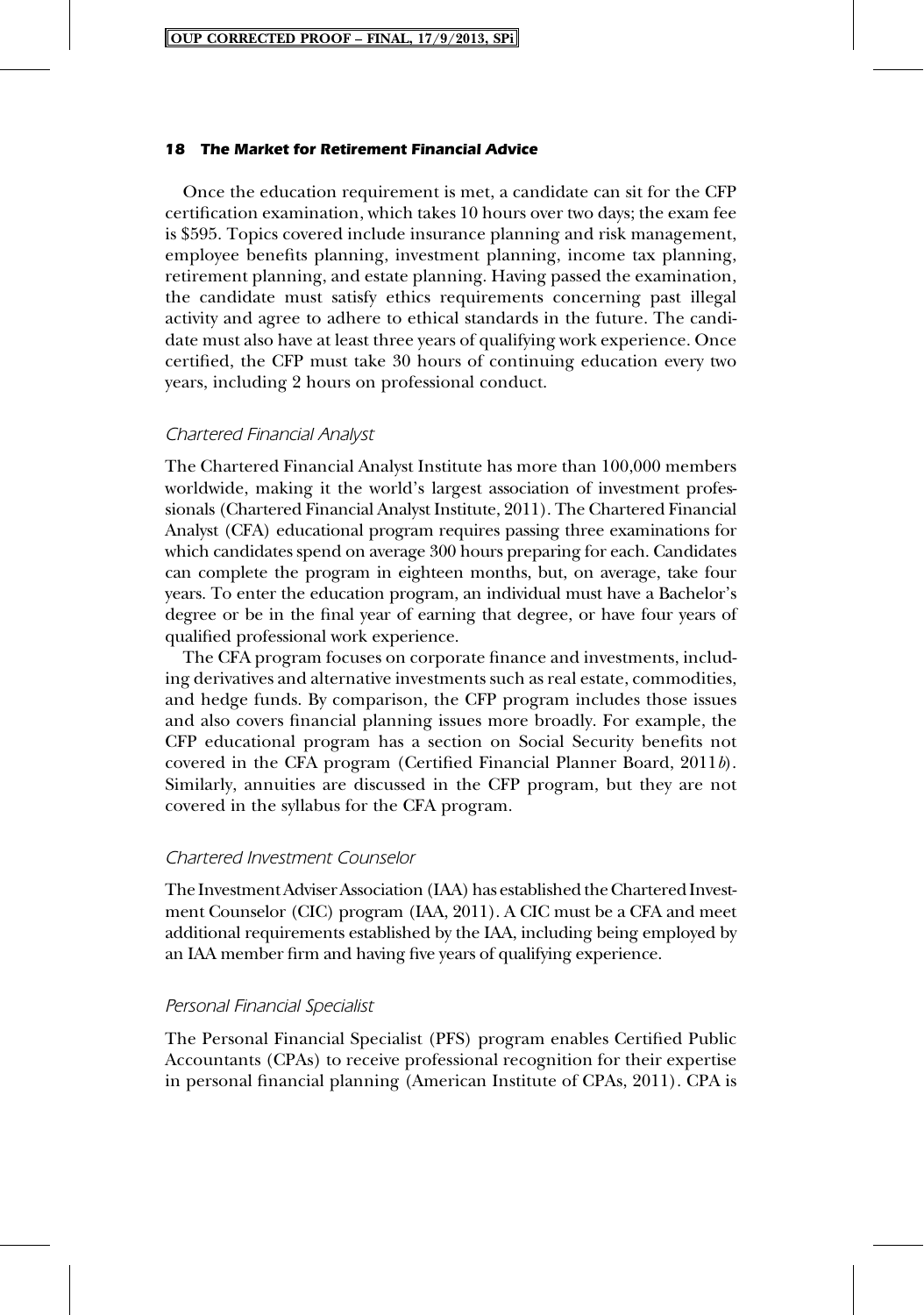Once the education requirement is met, a candidate can sit for the CFP certification examination, which takes 10 hours over two days; the exam fee is $595. Topics covered include insurance planning and risk management, employee benefits planning, investment planning, income tax planning, retirement planning, and estate planning. Having passed the examination, the candidate must satisfy ethics requirements concerning past illegal activity and agree to adhere to ethical standards in the future. The candidate must also have at least three years of qualifying work experience. Once certified, the CFP must take 30 hours of continuing education every two years, including 2 hours on professional conduct.

### *Chartered Financial Analyst*

The Chartered Financial Analyst Institute has more than 100,000 members worldwide, making it the world's largest association of investment professionals (Chartered Financial Analyst Institute, 2011). The Chartered Financial Analyst (CFA) educational program requires passing three examinations for which candidates spend on average 300 hours preparing for each. Candidates can complete the program in eighteen months, but, on average, take four years. To enter the education program, an individual must have a Bachelor's degree or be in the final year of earning that degree, or have four years of qualified professional work experience.

The CFA program focuses on corporate finance and investments, including derivatives and alternative investments such as real estate, commodities, and hedge funds. By comparison, the CFP program includes those issues and also covers financial planning issues more broadly. For example, the CFP educational program has a section on Social Security benefits not covered in the CFA program (Certified Financial Planner Board, 2011*b*). Similarly, annuities are discussed in the CFP program, but they are not covered in the syllabus for the CFA program.

### *Chartered Investment Counselor*

The Investment Adviser Association (IAA) has established the Chartered Investment Counselor (CIC) program (IAA, 2011). A CIC must be a CFA and meet additional requirements established by the IAA, including being employed by an IAA member firm and having five years of qualifying experience.

### *Personal Financial Specialist*

The Personal Financial Specialist (PFS) program enables Certified Public Accountants (CPAs) to receive professional recognition for their expertise in personal financial planning (American Institute of CPAs, 2011). CPA is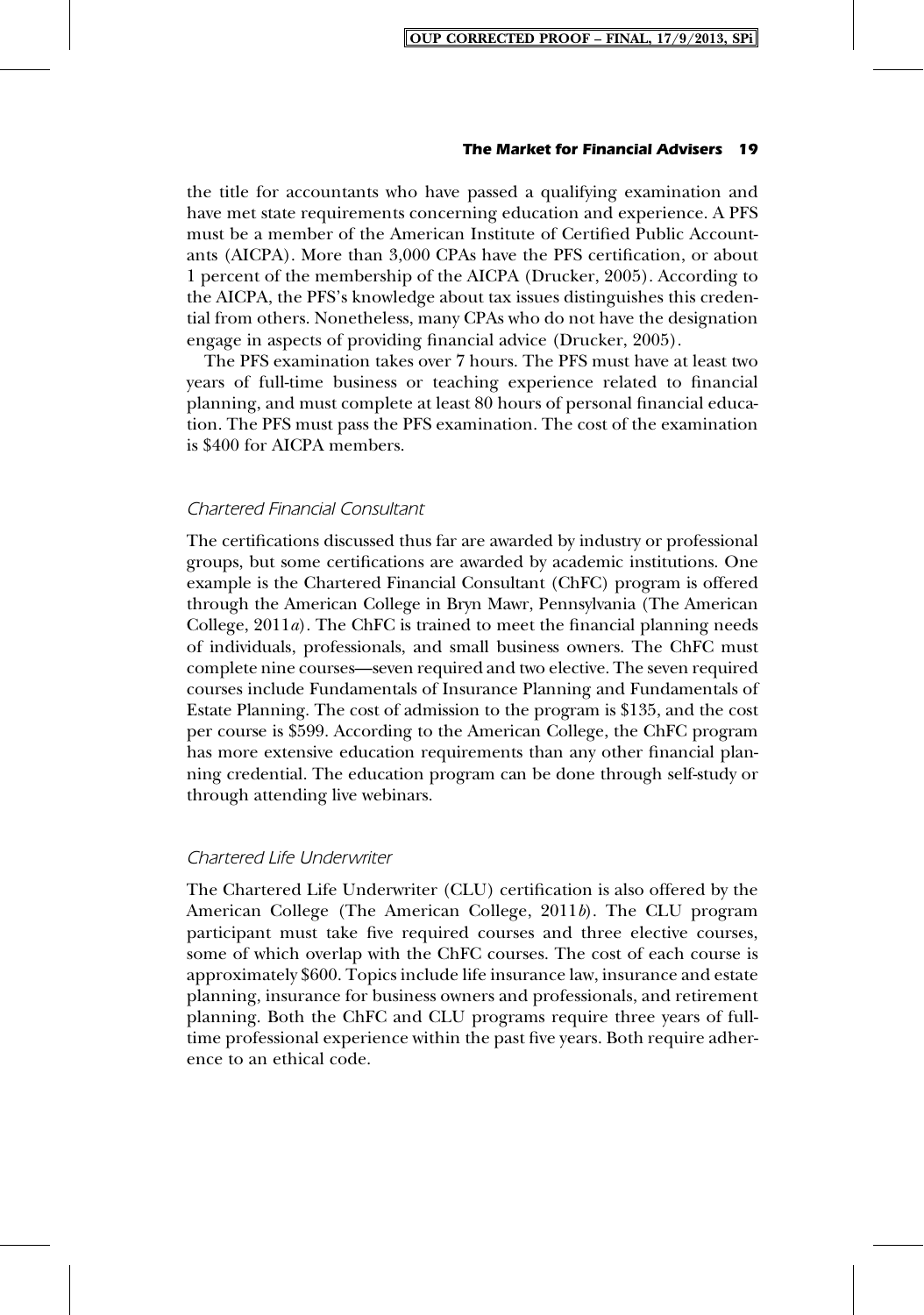the title for accountants who have passed a qualifying examination and have met state requirements concerning education and experience. A PFS must be a member of the American Institute of Certified Public Accountants (AICPA). More than 3,000 CPAs have the PFS certification, or about 1 percent of the membership of the AICPA (Drucker, 2005). According to the AICPA, the PFS's knowledge about tax issues distinguishes this credential from others. Nonetheless, many CPAs who do not have the designation engage in aspects of providing financial advice (Drucker, 2005).

The PFS examination takes over 7 hours. The PFS must have at least two years of full-time business or teaching experience related to financial planning, and must complete at least 80 hours of personal financial education. The PFS must pass the PFS examination. The cost of the examination is $400 for AICPA members.

### *Chartered Financial Consultant*

The certifications discussed thus far are awarded by industry or professional groups, but some certifications are awarded by academic institutions. One example is the Chartered Financial Consultant (ChFC) program is offered through the American College in Bryn Mawr, Pennsylvania (The American College, 2011*a*). The ChFC is trained to meet the financial planning needs of individuals, professionals, and small business owners. The ChFC must complete nine courses—seven required and two elective. The seven required courses include Fundamentals of Insurance Planning and Fundamentals of Estate Planning. The cost of admission to the program is $135, and the cost per course is $599. According to the American College, the ChFC program has more extensive education requirements than any other financial planning credential. The education program can be done through self-study or through attending live webinars.

### *Chartered Life Underwriter*

The Chartered Life Underwriter (CLU) certification is also offered by the American College (The American College, 2011*b*). The CLU program participant must take five required courses and three elective courses, some of which overlap with the ChFC courses. The cost of each course is approximately $600. Topics include life insurance law, insurance and estate planning, insurance for business owners and professionals, and retirement planning. Both the ChFC and CLU programs require three years of full-time professional experience within the past five years. Both require adherence to an ethical code.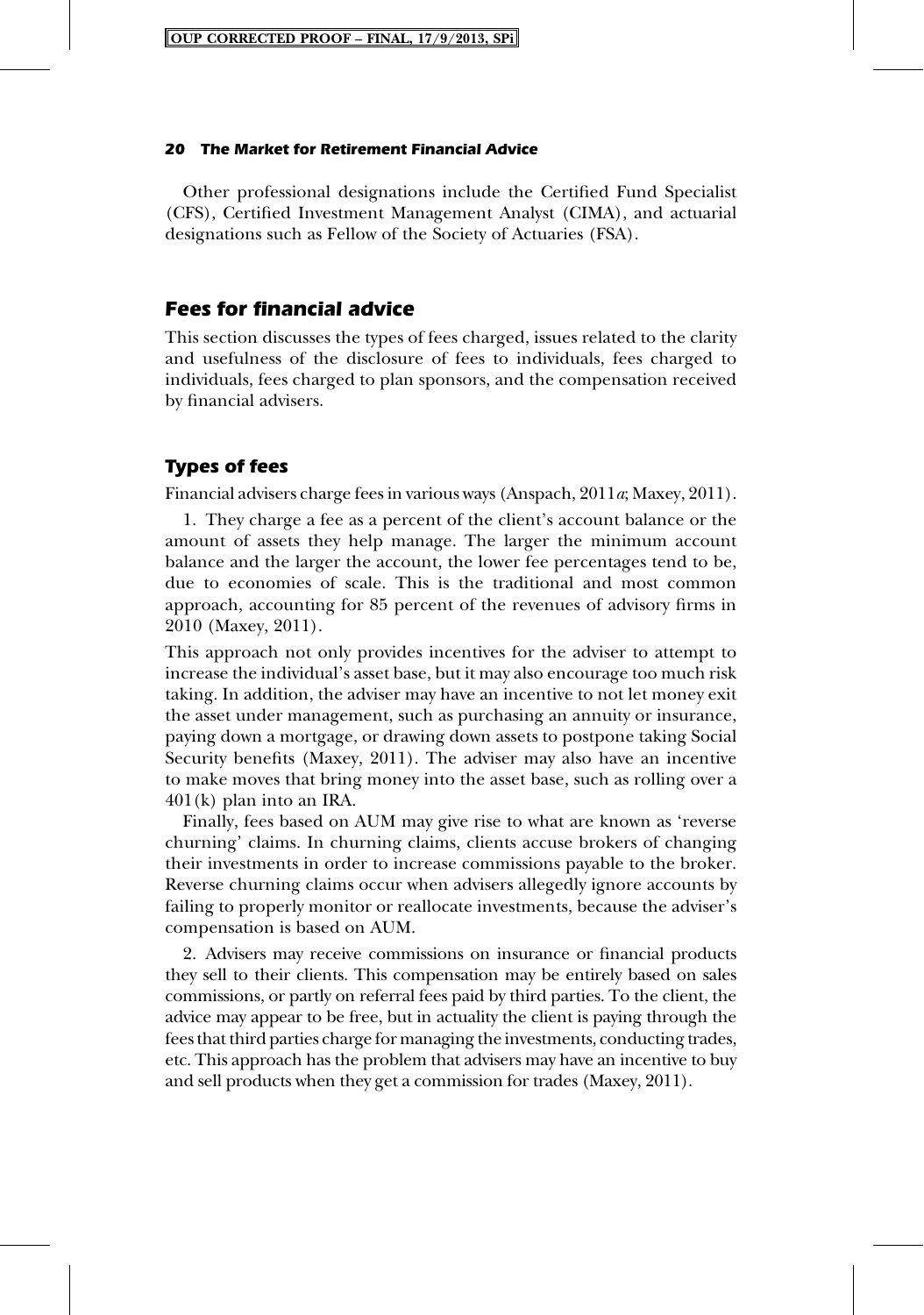Other professional designations include the Certified Fund Specialist (CFS), Certified Investment Management Analyst (CIMA), and actuarial designations such as Fellow of the Society of Actuaries (FSA).

## Fees for financial advice

This section discusses the types of fees charged, issues related to the clarity and usefulness of the disclosure of fees to individuals, fees charged to individuals, fees charged to plan sponsors, and the compensation received by financial advisers.

### Types of fees

Financial advisers charge fees in various ways (Anspach, 2011*a*; Maxey, 2011).

1. They charge a fee as a percent of the client's account balance or the amount of assets they help manage. The larger the minimum account balance and the larger the account, the lower fee percentages tend to be, due to economies of scale. This is the traditional and most common approach, accounting for 85 percent of the revenues of advisory firms in 2010 (Maxey, 2011).

This approach not only provides incentives for the adviser to attempt to increase the individual's asset base, but it may also encourage too much risk taking. In addition, the adviser may have an incentive to not let money exit the asset under management, such as purchasing an annuity or insurance, paying down a mortgage, or drawing down assets to postpone taking Social Security benefits (Maxey, 2011). The adviser may also have an incentive to make moves that bring money into the asset base, such as rolling over a 401(k) plan into an IRA.

Finally, fees based on AUM may give rise to what are known as 'reverse churning' claims. In churning claims, clients accuse brokers of changing their investments in order to increase commissions payable to the broker. Reverse churning claims occur when advisers allegedly ignore accounts by failing to properly monitor or reallocate investments, because the adviser's compensation is based on AUM.

2. Advisers may receive commissions on insurance or financial products they sell to their clients. This compensation may be entirely based on sales commissions, or partly on referral fees paid by third parties. To the client, the advice may appear to be free, but in actuality the client is paying through the fees that third parties charge for managing the investments, conducting trades, etc. This approach has the problem that advisers may have an incentive to buy and sell products when they get a commission for trades (Maxey, 2011).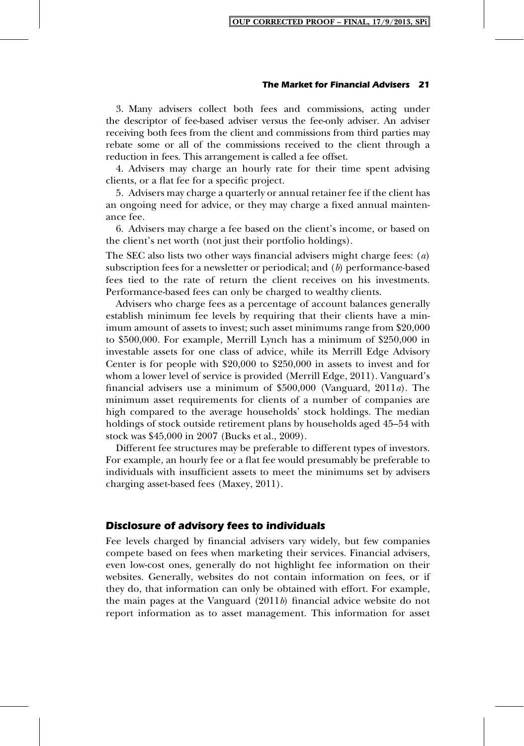3. Many advisers collect both fees and commissions, acting under the descriptor of fee-based adviser versus the fee-only adviser. An adviser receiving both fees from the client and commissions from third parties may rebate some or all of the commissions received to the client through a reduction in fees. This arrangement is called a fee offset.

4. Advisers may charge an hourly rate for their time spent advising clients, or a flat fee for a specific project.

5. Advisers may charge a quarterly or annual retainer fee if the client has an ongoing need for advice, or they may charge a fixed annual maintenance fee.

6. Advisers may charge a fee based on the client's income, or based on the client's net worth (not just their portfolio holdings).

The SEC also lists two other ways financial advisers might charge fees: (*a*) subscription fees for a newsletter or periodical; and (*b*) performance-based fees tied to the rate of return the client receives on his investments. Performance-based fees can only be charged to wealthy clients.

Advisers who charge fees as a percentage of account balances generally establish minimum fee levels by requiring that their clients have a minimum amount of assets to invest; such asset minimums range from $20,000 to $500,000. For example, Merrill Lynch has a minimum of $250,000 in investable assets for one class of advice, while its Merrill Edge Advisory Center is for people with $20,000 to $250,000 in assets to invest and for whom a lower level of service is provided (Merrill Edge, 2011). Vanguard's financial advisers use a minimum of $500,000 (Vanguard, 2011*a*). The minimum asset requirements for clients of a number of companies are high compared to the average households' stock holdings. The median holdings of stock outside retirement plans by households aged 45–54 with stock was $45,000 in 2007 (Bucks et al., 2009).

Different fee structures may be preferable to different types of investors. For example, an hourly fee or a flat fee would presumably be preferable to individuals with insufficient assets to meet the minimums set by advisers charging asset-based fees (Maxey, 2011).

## Disclosure of advisory fees to individuals

Fee levels charged by financial advisers vary widely, but few companies compete based on fees when marketing their services. Financial advisers, even low-cost ones, generally do not highlight fee information on their websites. Generally, websites do not contain information on fees, or if they do, that information can only be obtained with effort. For example, the main pages at the Vanguard (2011*b*) financial advice website do not report information as to asset management. This information for asset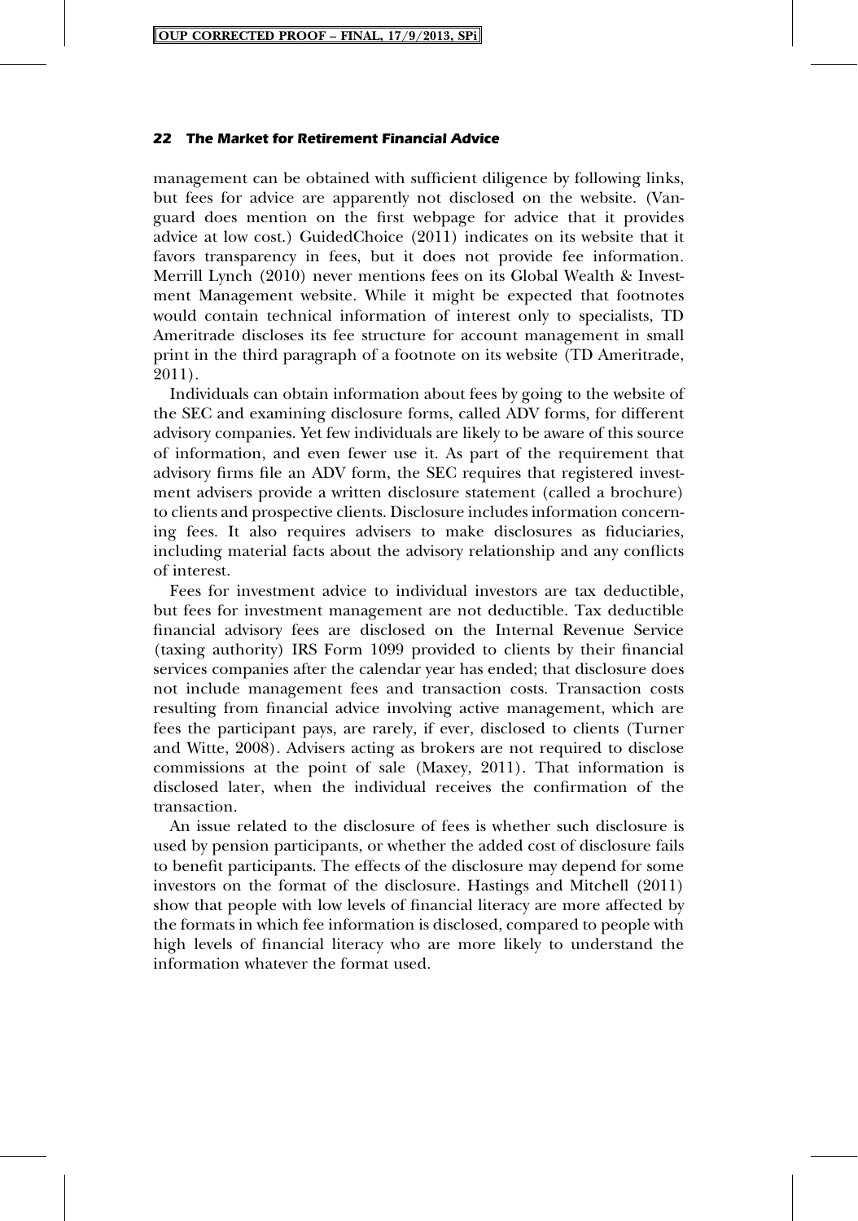management can be obtained with sufficient diligence by following links, but fees for advice are apparently not disclosed on the website. (Vanguard does mention on the first webpage for advice that it provides advice at low cost.) GuidedChoice (2011) indicates on its website that it favors transparency in fees, but it does not provide fee information. Merrill Lynch (2010) never mentions fees on its Global Wealth & Investment Management website. While it might be expected that footnotes would contain technical information of interest only to specialists, TD Ameritrade discloses its fee structure for account management in small print in the third paragraph of a footnote on its website (TD Ameritrade, 2011).

Individuals can obtain information about fees by going to the website of the SEC and examining disclosure forms, called ADV forms, for different advisory companies. Yet few individuals are likely to be aware of this source of information, and even fewer use it. As part of the requirement that advisory firms file an ADV form, the SEC requires that registered investment advisers provide a written disclosure statement (called a brochure) to clients and prospective clients. Disclosure includes information concerning fees. It also requires advisers to make disclosures as fiduciaries, including material facts about the advisory relationship and any conflicts of interest.

Fees for investment advice to individual investors are tax deductible, but fees for investment management are not deductible. Tax deductible financial advisory fees are disclosed on the Internal Revenue Service (taxing authority) IRS Form 1099 provided to clients by their financial services companies after the calendar year has ended; that disclosure does not include management fees and transaction costs. Transaction costs resulting from financial advice involving active management, which are fees the participant pays, are rarely, if ever, disclosed to clients (Turner and Witte, 2008). Advisers acting as brokers are not required to disclose commissions at the point of sale (Maxey, 2011). That information is disclosed later, when the individual receives the confirmation of the transaction.

An issue related to the disclosure of fees is whether such disclosure is used by pension participants, or whether the added cost of disclosure fails to benefit participants. The effects of the disclosure may depend for some investors on the format of the disclosure. Hastings and Mitchell (2011) show that people with low levels of financial literacy are more affected by the formats in which fee information is disclosed, compared to people with high levels of financial literacy who are more likely to understand the information whatever the format used.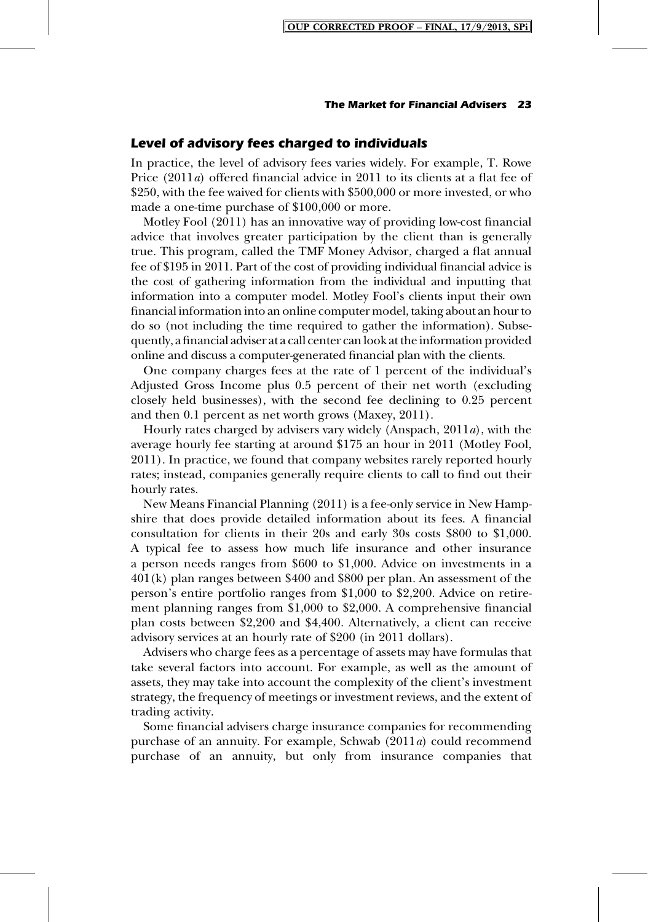### *Level of advisory fees charged to individuals*

In practice, the level of advisory fees varies widely. For example, T. Rowe Price (2011*a*) offered financial advice in 2011 to its clients at a flat fee of \$250, with the fee waived for clients with \$500,000 or more invested, or who made a one-time purchase of \$100,000 or more.

Motley Fool (2011) has an innovative way of providing low-cost financial advice that involves greater participation by the client than is generally true. This program, called the TMF Money Advisor, charged a flat annual fee of \$195 in 2011. Part of the cost of providing individual financial advice is the cost of gathering information from the individual and inputting that information into a computer model. Motley Fool's clients input their own financial information into an online computer model, taking about an hour to do so (not including the time required to gather the information). Subsequently, a financial adviser at a call center can look at the information provided online and discuss a computer-generated financial plan with the clients.

One company charges fees at the rate of 1 percent of the individual's Adjusted Gross Income plus 0.5 percent of their net worth (excluding closely held businesses), with the second fee declining to 0.25 percent and then 0.1 percent as net worth grows (Maxey, 2011).

Hourly rates charged by advisers vary widely (Anspach, 2011*a*), with the average hourly fee starting at around \$175 an hour in 2011 (Motley Fool, 2011). In practice, we found that company websites rarely reported hourly rates; instead, companies generally require clients to call to find out their hourly rates.

New Means Financial Planning (2011) is a fee-only service in New Hampshire that does provide detailed information about its fees. A financial consultation for clients in their 20s and early 30s costs \$800 to \$1,000. A typical fee to assess how much life insurance and other insurance a person needs ranges from \$600 to \$1,000. Advice on investments in a 401(k) plan ranges between \$400 and \$800 per plan. An assessment of the person's entire portfolio ranges from \$1,000 to \$2,200. Advice on retirement planning ranges from \$1,000 to \$2,000. A comprehensive financial plan costs between \$2,200 and \$4,400. Alternatively, a client can receive advisory services at an hourly rate of \$200 (in 2011 dollars).

Advisers who charge fees as a percentage of assets may have formulas that take several factors into account. For example, as well as the amount of assets, they may take into account the complexity of the client's investment strategy, the frequency of meetings or investment reviews, and the extent of trading activity.

Some financial advisers charge insurance companies for recommending purchase of an annuity. For example, Schwab (2011*a*) could recommend purchase of an annuity, but only from insurance companies that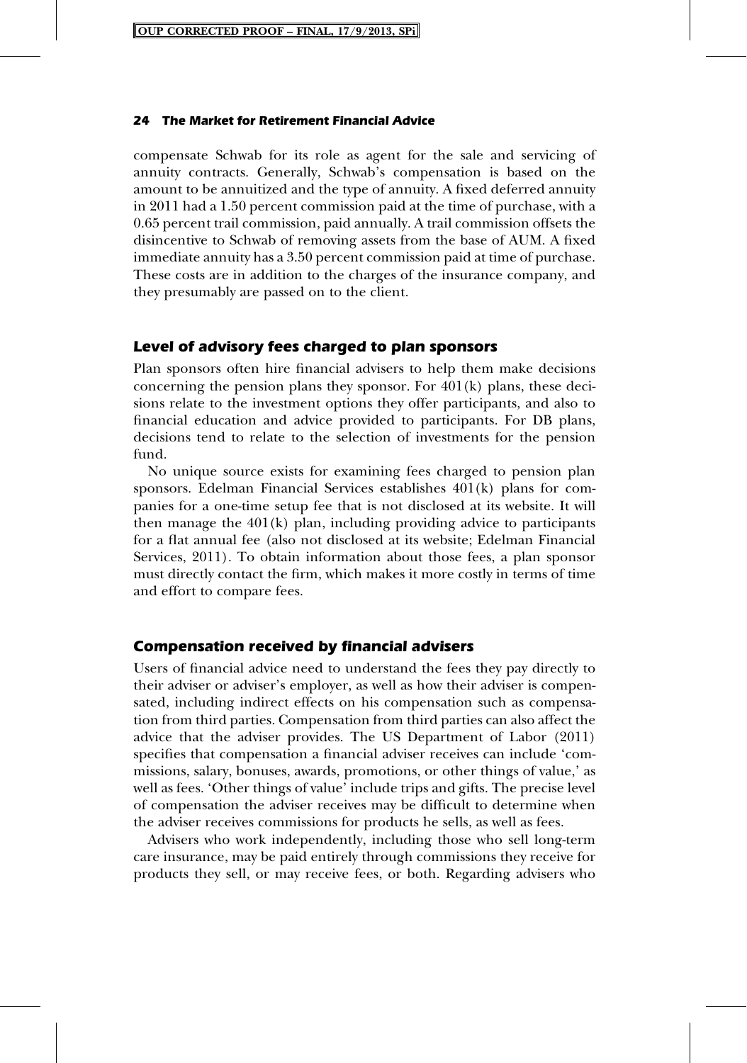compensate Schwab for its role as agent for the sale and servicing of annuity contracts. Generally, Schwab's compensation is based on the amount to be annuitized and the type of annuity. A fixed deferred annuity in 2011 had a 1.50 percent commission paid at the time of purchase, with a 0.65 percent trail commission, paid annually. A trail commission offsets the disincentive to Schwab of removing assets from the base of AUM. A fixed immediate annuity has a 3.50 percent commission paid at time of purchase. These costs are in addition to the charges of the insurance company, and they presumably are passed on to the client.

### Level of advisory fees charged to plan sponsors

Plan sponsors often hire financial advisers to help them make decisions concerning the pension plans they sponsor. For 401(k) plans, these decisions relate to the investment options they offer participants, and also to financial education and advice provided to participants. For DB plans, decisions tend to relate to the selection of investments for the pension fund.

No unique source exists for examining fees charged to pension plan sponsors. Edelman Financial Services establishes 401(k) plans for companies for a one-time setup fee that is not disclosed at its website. It will then manage the 401(k) plan, including providing advice to participants for a flat annual fee (also not disclosed at its website; Edelman Financial Services, 2011). To obtain information about those fees, a plan sponsor must directly contact the firm, which makes it more costly in terms of time and effort to compare fees.

### Compensation received by financial advisers

Users of financial advice need to understand the fees they pay directly to their adviser or adviser's employer, as well as how their adviser is compensated, including indirect effects on his compensation such as compensation from third parties. Compensation from third parties can also affect the advice that the adviser provides. The US Department of Labor (2011) specifies that compensation a financial adviser receives can include 'commissions, salary, bonuses, awards, promotions, or other things of value,' as well as fees. 'Other things of value' include trips and gifts. The precise level of compensation the adviser receives may be difficult to determine when the adviser receives commissions for products he sells, as well as fees.

Advisers who work independently, including those who sell long-term care insurance, may be paid entirely through commissions they receive for products they sell, or may receive fees, or both. Regarding advisers who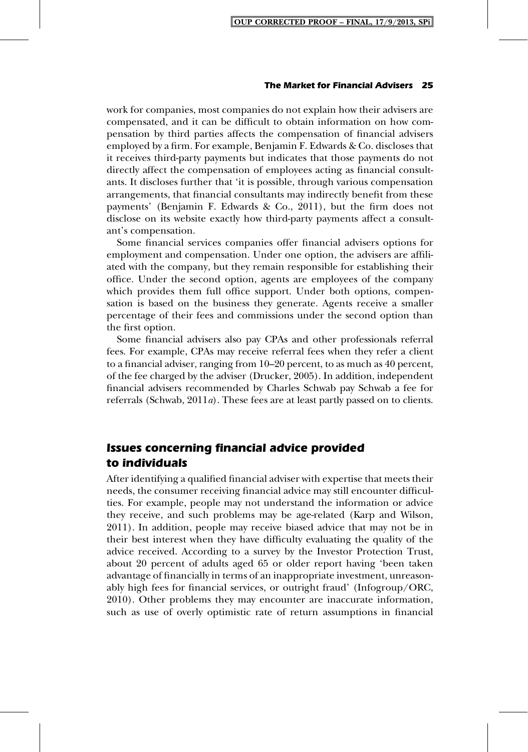work for companies, most companies do not explain how their advisers are compensated, and it can be difficult to obtain information on how compensation by third parties affects the compensation of financial advisers employed by a firm. For example, Benjamin F. Edwards & Co. discloses that it receives third-party payments but indicates that those payments do not directly affect the compensation of employees acting as financial consultants. It discloses further that 'it is possible, through various compensation arrangements, that financial consultants may indirectly benefit from these payments' (Benjamin F. Edwards & Co., 2011), but the firm does not disclose on its website exactly how third-party payments affect a consultant's compensation.

Some financial services companies offer financial advisers options for employment and compensation. Under one option, the advisers are affiliated with the company, but they remain responsible for establishing their office. Under the second option, agents are employees of the company which provides them full office support. Under both options, compensation is based on the business they generate. Agents receive a smaller percentage of their fees and commissions under the second option than the first option.

Some financial advisers also pay CPAs and other professionals referral fees. For example, CPAs may receive referral fees when they refer a client to a financial adviser, ranging from 10–20 percent, to as much as 40 percent, of the fee charged by the adviser (Drucker, 2005). In addition, independent financial advisers recommended by Charles Schwab pay Schwab a fee for referrals (Schwab, 2011*a*). These fees are at least partly passed on to clients.

## Issues concerning financial advice provided to individuals

After identifying a qualified financial adviser with expertise that meets their needs, the consumer receiving financial advice may still encounter difficulties. For example, people may not understand the information or advice they receive, and such problems may be age-related (Karp and Wilson, 2011). In addition, people may receive biased advice that may not be in their best interest when they have difficulty evaluating the quality of the advice received. According to a survey by the Investor Protection Trust, about 20 percent of adults aged 65 or older report having 'been taken advantage of financially in terms of an inappropriate investment, unreasonably high fees for financial services, or outright fraud' (Infogroup/ORC, 2010). Other problems they may encounter are inaccurate information, such as use of overly optimistic rate of return assumptions in financial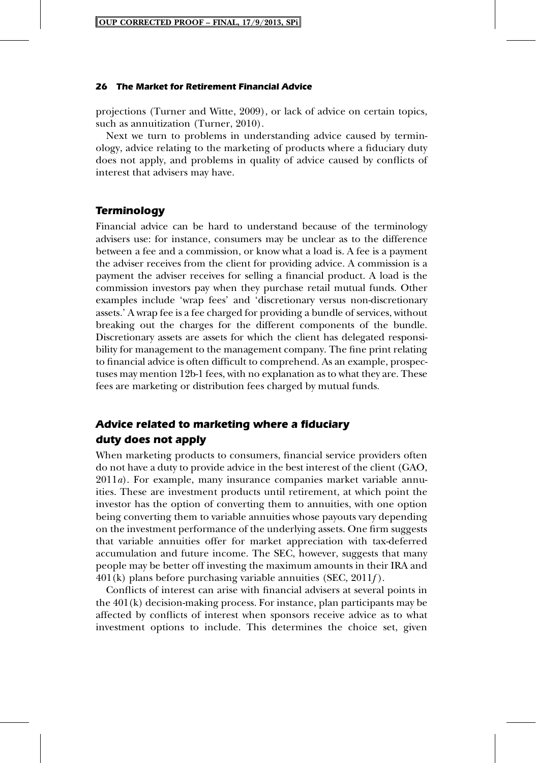projections (Turner and Witte, 2009), or lack of advice on certain topics, such as annuitization (Turner, 2010).

Next we turn to problems in understanding advice caused by terminology, advice relating to the marketing of products where a fiduciary duty does not apply, and problems in quality of advice caused by conflicts of interest that advisers may have.

## Terminology

Financial advice can be hard to understand because of the terminology advisers use: for instance, consumers may be unclear as to the difference between a fee and a commission, or know what a load is. A fee is a payment the adviser receives from the client for providing advice. A commission is a payment the adviser receives for selling a financial product. A load is the commission investors pay when they purchase retail mutual funds. Other examples include 'wrap fees' and 'discretionary versus non-discretionary assets.' A wrap fee is a fee charged for providing a bundle of services, without breaking out the charges for the different components of the bundle. Discretionary assets are assets for which the client has delegated responsibility for management to the management company. The fine print relating to financial advice is often difficult to comprehend. As an example, prospectuses may mention 12b-1 fees, with no explanation as to what they are. These fees are marketing or distribution fees charged by mutual funds.

## Advice related to marketing where a fiduciary duty does not apply

When marketing products to consumers, financial service providers often do not have a duty to provide advice in the best interest of the client (GAO, 2011*a*). For example, many insurance companies market variable annuities. These are investment products until retirement, at which point the investor has the option of converting them to annuities, with one option being converting them to variable annuities whose payouts vary depending on the investment performance of the underlying assets. One firm suggests that variable annuities offer for market appreciation with tax-deferred accumulation and future income. The SEC, however, suggests that many people may be better off investing the maximum amounts in their IRA and 401(k) plans before purchasing variable annuities (SEC, 2011*f*).

Conflicts of interest can arise with financial advisers at several points in the 401(k) decision-making process. For instance, plan participants may be affected by conflicts of interest when sponsors receive advice as to what investment options to include. This determines the choice set, given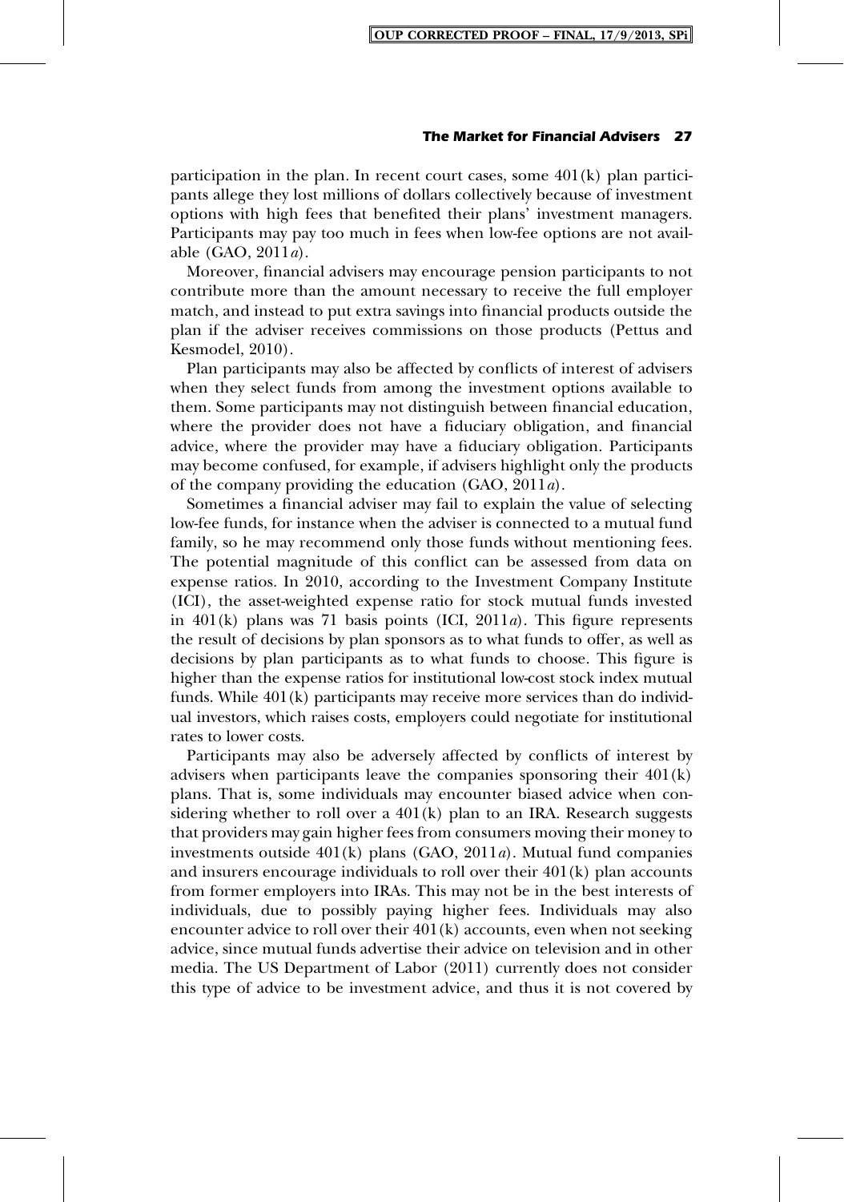participation in the plan. In recent court cases, some 401(k) plan participants allege they lost millions of dollars collectively because of investment options with high fees that benefited their plans' investment managers. Participants may pay too much in fees when low-fee options are not available (GAO, 2011*a*).

Moreover, financial advisers may encourage pension participants to not contribute more than the amount necessary to receive the full employer match, and instead to put extra savings into financial products outside the plan if the adviser receives commissions on those products (Pettus and Kesmodel, 2010).

Plan participants may also be affected by conflicts of interest of advisers when they select funds from among the investment options available to them. Some participants may not distinguish between financial education, where the provider does not have a fiduciary obligation, and financial advice, where the provider may have a fiduciary obligation. Participants may become confused, for example, if advisers highlight only the products of the company providing the education (GAO, 2011*a*).

Sometimes a financial adviser may fail to explain the value of selecting low-fee funds, for instance when the adviser is connected to a mutual fund family, so he may recommend only those funds without mentioning fees. The potential magnitude of this conflict can be assessed from data on expense ratios. In 2010, according to the Investment Company Institute (ICI), the asset-weighted expense ratio for stock mutual funds invested in 401(k) plans was 71 basis points (ICI, 2011*a*). This figure represents the result of decisions by plan sponsors as to what funds to offer, as well as decisions by plan participants as to what funds to choose. This figure is higher than the expense ratios for institutional low-cost stock index mutual funds. While 401(k) participants may receive more services than do individual investors, which raises costs, employers could negotiate for institutional rates to lower costs.

Participants may also be adversely affected by conflicts of interest by advisers when participants leave the companies sponsoring their 401(k) plans. That is, some individuals may encounter biased advice when considering whether to roll over a 401(k) plan to an IRA. Research suggests that providers may gain higher fees from consumers moving their money to investments outside 401(k) plans (GAO, 2011*a*). Mutual fund companies and insurers encourage individuals to roll over their 401(k) plan accounts from former employers into IRAs. This may not be in the best interests of individuals, due to possibly paying higher fees. Individuals may also encounter advice to roll over their 401(k) accounts, even when not seeking advice, since mutual funds advertise their advice on television and in other media. The US Department of Labor (2011) currently does not consider this type of advice to be investment advice, and thus it is not covered by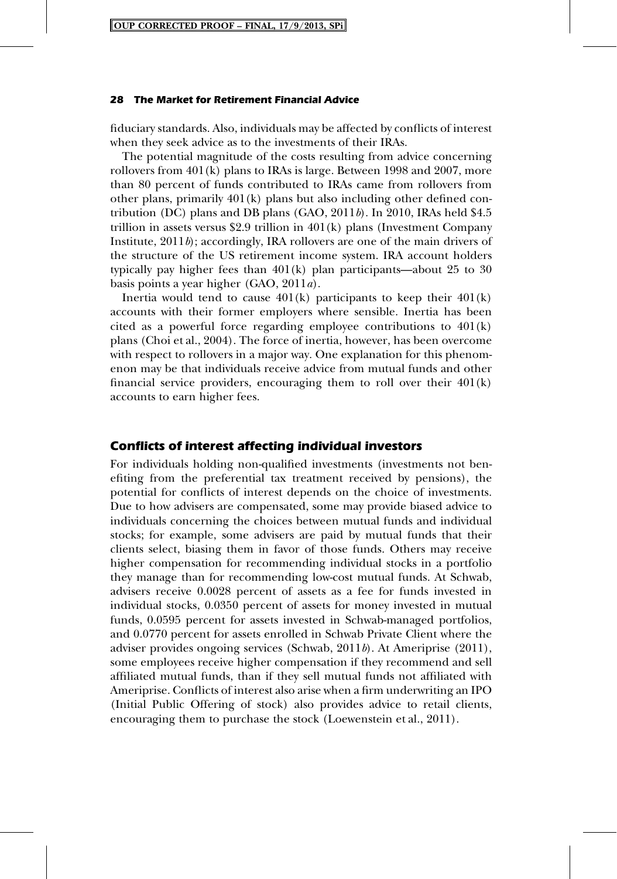fiduciary standards. Also, individuals may be affected by conflicts of interest when they seek advice as to the investments of their IRAs.

The potential magnitude of the costs resulting from advice concerning rollovers from 401(k) plans to IRAs is large. Between 1998 and 2007, more than 80 percent of funds contributed to IRAs came from rollovers from other plans, primarily 401(k) plans but also including other defined contribution (DC) plans and DB plans (GAO, 2011*b*). In 2010, IRAs held $4.5 trillion in assets versus $2.9 trillion in 401(k) plans (Investment Company Institute, 2011*b*); accordingly, IRA rollovers are one of the main drivers of the structure of the US retirement income system. IRA account holders typically pay higher fees than 401(k) plan participants—about 25 to 30 basis points a year higher (GAO, 2011*a*).

Inertia would tend to cause 401(k) participants to keep their 401(k) accounts with their former employers where sensible. Inertia has been cited as a powerful force regarding employee contributions to 401(k) plans (Choi et al., 2004). The force of inertia, however, has been overcome with respect to rollovers in a major way. One explanation for this phenomenon may be that individuals receive advice from mutual funds and other financial service providers, encouraging them to roll over their 401(k) accounts to earn higher fees.

## Conflicts of interest affecting individual investors

For individuals holding non-qualified investments (investments not benefiting from the preferential tax treatment received by pensions), the potential for conflicts of interest depends on the choice of investments. Due to how advisers are compensated, some may provide biased advice to individuals concerning the choices between mutual funds and individual stocks; for example, some advisers are paid by mutual funds that their clients select, biasing them in favor of those funds. Others may receive higher compensation for recommending individual stocks in a portfolio they manage than for recommending low-cost mutual funds. At Schwab, advisers receive 0.0028 percent of assets as a fee for funds invested in individual stocks, 0.0350 percent of assets for money invested in mutual funds, 0.0595 percent for assets invested in Schwab-managed portfolios, and 0.0770 percent for assets enrolled in Schwab Private Client where the adviser provides ongoing services (Schwab, 2011*b*). At Ameriprise (2011), some employees receive higher compensation if they recommend and sell affiliated mutual funds, than if they sell mutual funds not affiliated with Ameriprise. Conflicts of interest also arise when a firm underwriting an IPO (Initial Public Offering of stock) also provides advice to retail clients, encouraging them to purchase the stock (Loewenstein et al., 2011).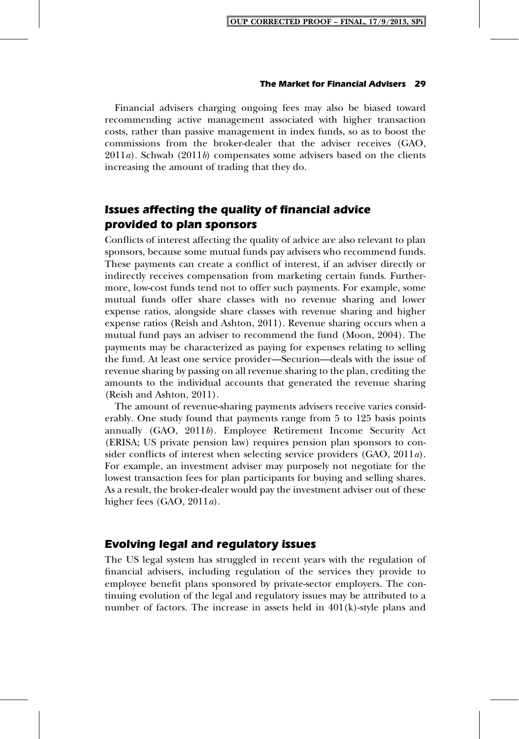Financial advisers charging ongoing fees may also be biased toward recommending active management associated with higher transaction costs, rather than passive management in index funds, so as to boost the commissions from the broker-dealer that the adviser receives (GAO, 2011*a*). Schwab (2011*b*) compensates some advisers based on the clients increasing the amount of trading that they do.

## Issues affecting the quality of financial advice provided to plan sponsors

Conflicts of interest affecting the quality of advice are also relevant to plan sponsors, because some mutual funds pay advisers who recommend funds. These payments can create a conflict of interest, if an adviser directly or indirectly receives compensation from marketing certain funds. Furthermore, low-cost funds tend not to offer such payments. For example, some mutual funds offer share classes with no revenue sharing and lower expense ratios, alongside share classes with revenue sharing and higher expense ratios (Reish and Ashton, 2011). Revenue sharing occurs when a mutual fund pays an adviser to recommend the fund (Moon, 2004). The payments may be characterized as paying for expenses relating to selling the fund. At least one service provider—Securion—deals with the issue of revenue sharing by passing on all revenue sharing to the plan, crediting the amounts to the individual accounts that generated the revenue sharing (Reish and Ashton, 2011).

The amount of revenue-sharing payments advisers receive varies considerably. One study found that payments range from 5 to 125 basis points annually (GAO, 2011*b*). Employee Retirement Income Security Act (ERISA; US private pension law) requires pension plan sponsors to consider conflicts of interest when selecting service providers (GAO, 2011*a*). For example, an investment adviser may purposely not negotiate for the lowest transaction fees for plan participants for buying and selling shares. As a result, the broker-dealer would pay the investment adviser out of these higher fees (GAO, 2011*a*).

## Evolving legal and regulatory issues

The US legal system has struggled in recent years with the regulation of financial advisers, including regulation of the services they provide to employee benefit plans sponsored by private-sector employers. The continuing evolution of the legal and regulatory issues may be attributed to a number of factors. The increase in assets held in 401(k)-style plans and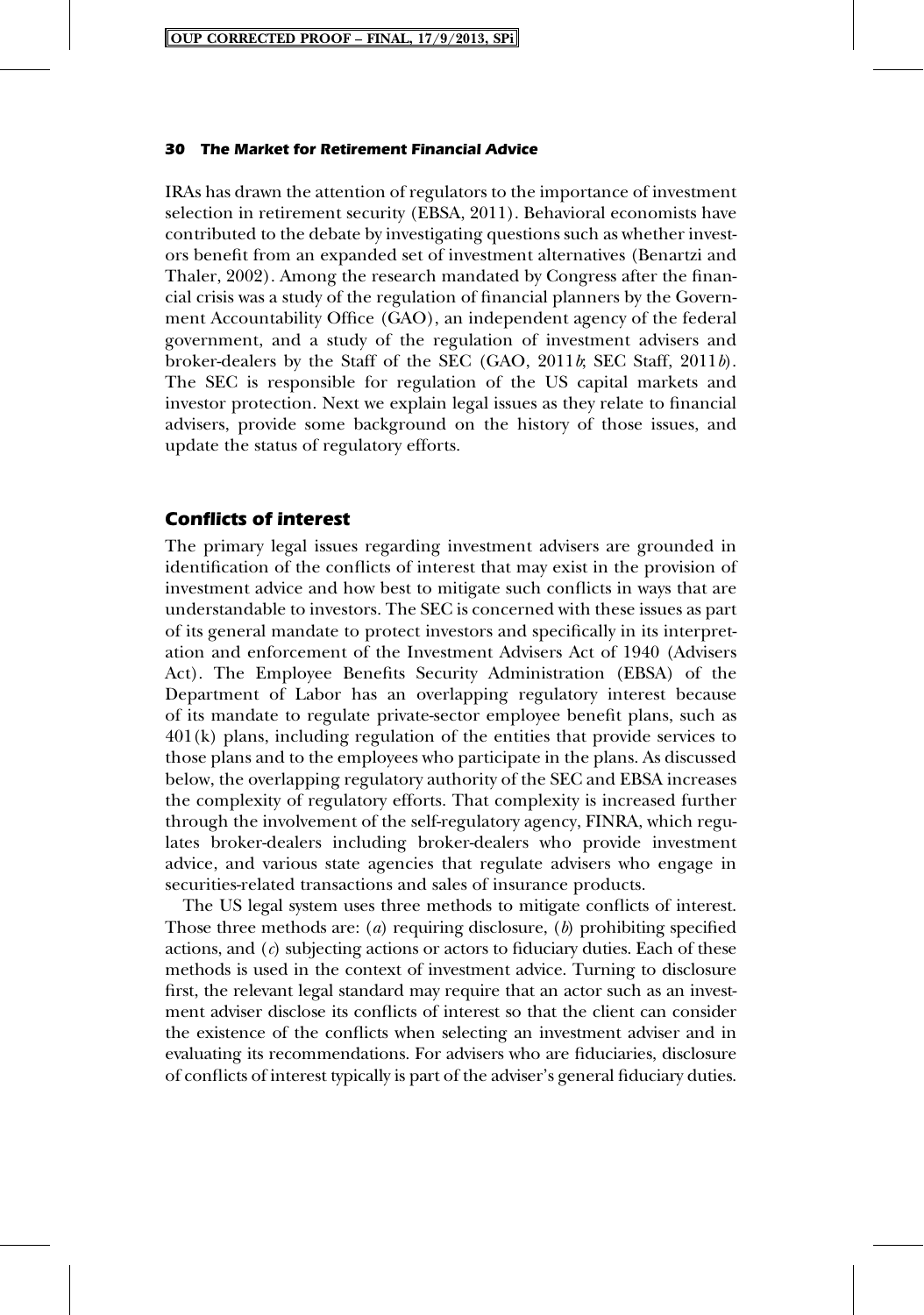IRAs has drawn the attention of regulators to the importance of investment selection in retirement security (EBSA, 2011). Behavioral economists have contributed to the debate by investigating questions such as whether investors benefit from an expanded set of investment alternatives (Benartzi and Thaler, 2002). Among the research mandated by Congress after the financial crisis was a study of the regulation of financial planners by the Government Accountability Office (GAO), an independent agency of the federal government, and a study of the regulation of investment advisers and broker-dealers by the Staff of the SEC (GAO, 2011*b*; SEC Staff, 2011*b*). The SEC is responsible for regulation of the US capital markets and investor protection. Next we explain legal issues as they relate to financial advisers, provide some background on the history of those issues, and update the status of regulatory efforts.

## Conflicts of interest

The primary legal issues regarding investment advisers are grounded in identification of the conflicts of interest that may exist in the provision of investment advice and how best to mitigate such conflicts in ways that are understandable to investors. The SEC is concerned with these issues as part of its general mandate to protect investors and specifically in its interpretation and enforcement of the Investment Advisers Act of 1940 (Advisers Act). The Employee Benefits Security Administration (EBSA) of the Department of Labor has an overlapping regulatory interest because of its mandate to regulate private-sector employee benefit plans, such as 401(k) plans, including regulation of the entities that provide services to those plans and to the employees who participate in the plans. As discussed below, the overlapping regulatory authority of the SEC and EBSA increases the complexity of regulatory efforts. That complexity is increased further through the involvement of the self-regulatory agency, FINRA, which regulates broker-dealers including broker-dealers who provide investment advice, and various state agencies that regulate advisers who engage in securities-related transactions and sales of insurance products.

The US legal system uses three methods to mitigate conflicts of interest. Those three methods are: (*a*) requiring disclosure, (*b*) prohibiting specified actions, and (*c*) subjecting actions or actors to fiduciary duties. Each of these methods is used in the context of investment advice. Turning to disclosure first, the relevant legal standard may require that an actor such as an investment adviser disclose its conflicts of interest so that the client can consider the existence of the conflicts when selecting an investment adviser and in evaluating its recommendations. For advisers who are fiduciaries, disclosure of conflicts of interest typically is part of the adviser's general fiduciary duties.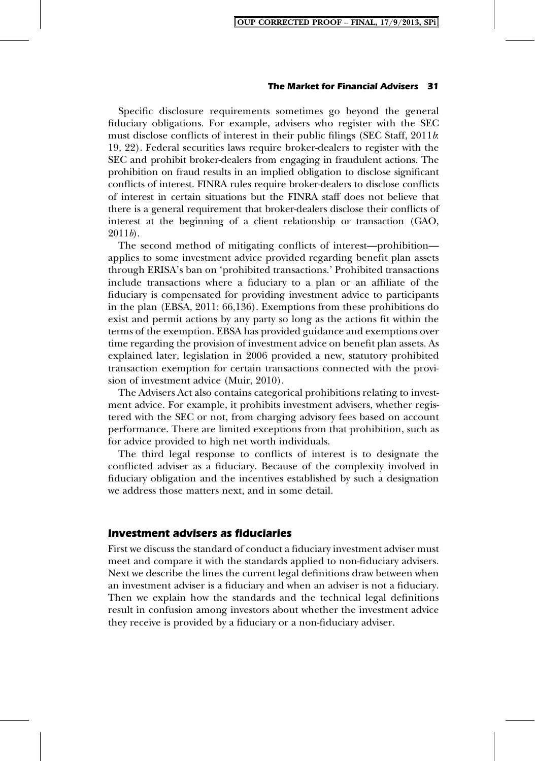Specific disclosure requirements sometimes go beyond the general fiduciary obligations. For example, advisers who register with the SEC must disclose conflicts of interest in their public filings (SEC Staff, 2011*b*: 19, 22). Federal securities laws require broker-dealers to register with the SEC and prohibit broker-dealers from engaging in fraudulent actions. The prohibition on fraud results in an implied obligation to disclose significant conflicts of interest. FINRA rules require broker-dealers to disclose conflicts of interest in certain situations but the FINRA staff does not believe that there is a general requirement that broker-dealers disclose their conflicts of interest at the beginning of a client relationship or transaction (GAO, 2011*b*).

The second method of mitigating conflicts of interest—prohibition—applies to some investment advice provided regarding benefit plan assets through ERISA's ban on 'prohibited transactions.' Prohibited transactions include transactions where a fiduciary to a plan or an affiliate of the fiduciary is compensated for providing investment advice to participants in the plan (EBSA, 2011: 66,136). Exemptions from these prohibitions do exist and permit actions by any party so long as the actions fit within the terms of the exemption. EBSA has provided guidance and exemptions over time regarding the provision of investment advice on benefit plan assets. As explained later, legislation in 2006 provided a new, statutory prohibited transaction exemption for certain transactions connected with the provision of investment advice (Muir, 2010).

The Advisers Act also contains categorical prohibitions relating to investment advice. For example, it prohibits investment advisers, whether registered with the SEC or not, from charging advisory fees based on account performance. There are limited exceptions from that prohibition, such as for advice provided to high net worth individuals.

The third legal response to conflicts of interest is to designate the conflicted adviser as a fiduciary. Because of the complexity involved in fiduciary obligation and the incentives established by such a designation we address those matters next, and in some detail.

### Investment advisers as fiduciaries

First we discuss the standard of conduct a fiduciary investment adviser must meet and compare it with the standards applied to non-fiduciary advisers. Next we describe the lines the current legal definitions draw between when an investment adviser is a fiduciary and when an adviser is not a fiduciary. Then we explain how the standards and the technical legal definitions result in confusion among investors about whether the investment advice they receive is provided by a fiduciary or a non-fiduciary adviser.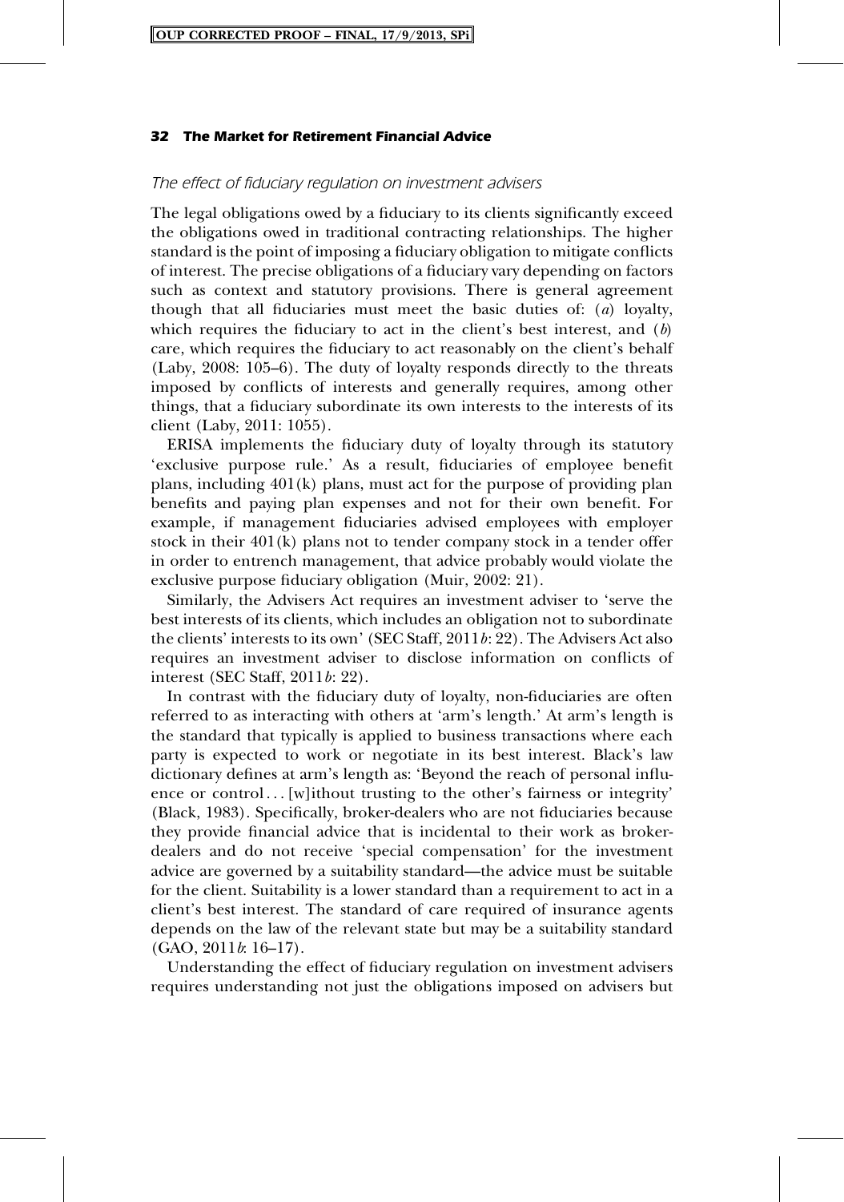### *The effect of fiduciary regulation on investment advisers*

The legal obligations owed by a fiduciary to its clients significantly exceed the obligations owed in traditional contracting relationships. The higher standard is the point of imposing a fiduciary obligation to mitigate conflicts of interest. The precise obligations of a fiduciary vary depending on factors such as context and statutory provisions. There is general agreement though that all fiduciaries must meet the basic duties of: (*a*) loyalty, which requires the fiduciary to act in the client's best interest, and (*b*) care, which requires the fiduciary to act reasonably on the client's behalf (Laby, 2008: 105–6). The duty of loyalty responds directly to the threats imposed by conflicts of interests and generally requires, among other things, that a fiduciary subordinate its own interests to the interests of its client (Laby, 2011: 1055).

ERISA implements the fiduciary duty of loyalty through its statutory 'exclusive purpose rule.' As a result, fiduciaries of employee benefit plans, including 401(k) plans, must act for the purpose of providing plan benefits and paying plan expenses and not for their own benefit. For example, if management fiduciaries advised employees with employer stock in their 401(k) plans not to tender company stock in a tender offer in order to entrench management, that advice probably would violate the exclusive purpose fiduciary obligation (Muir, 2002: 21).

Similarly, the Advisers Act requires an investment adviser to 'serve the best interests of its clients, which includes an obligation not to subordinate the clients' interests to its own' (SEC Staff, 2011*b*: 22). The Advisers Act also requires an investment adviser to disclose information on conflicts of interest (SEC Staff, 2011*b*: 22).

In contrast with the fiduciary duty of loyalty, non-fiduciaries are often referred to as interacting with others at 'arm's length.' At arm's length is the standard that typically is applied to business transactions where each party is expected to work or negotiate in its best interest. Black's law dictionary defines at arm's length as: 'Beyond the reach of personal influence or control . . . [w]ithout trusting to the other's fairness or integrity' (Black, 1983). Specifically, broker-dealers who are not fiduciaries because they provide financial advice that is incidental to their work as broker-dealers and do not receive 'special compensation' for the investment advice are governed by a suitability standard—the advice must be suitable for the client. Suitability is a lower standard than a requirement to act in a client's best interest. The standard of care required of insurance agents depends on the law of the relevant state but may be a suitability standard (GAO, 2011*b*: 16–17).

Understanding the effect of fiduciary regulation on investment advisers requires understanding not just the obligations imposed on advisers but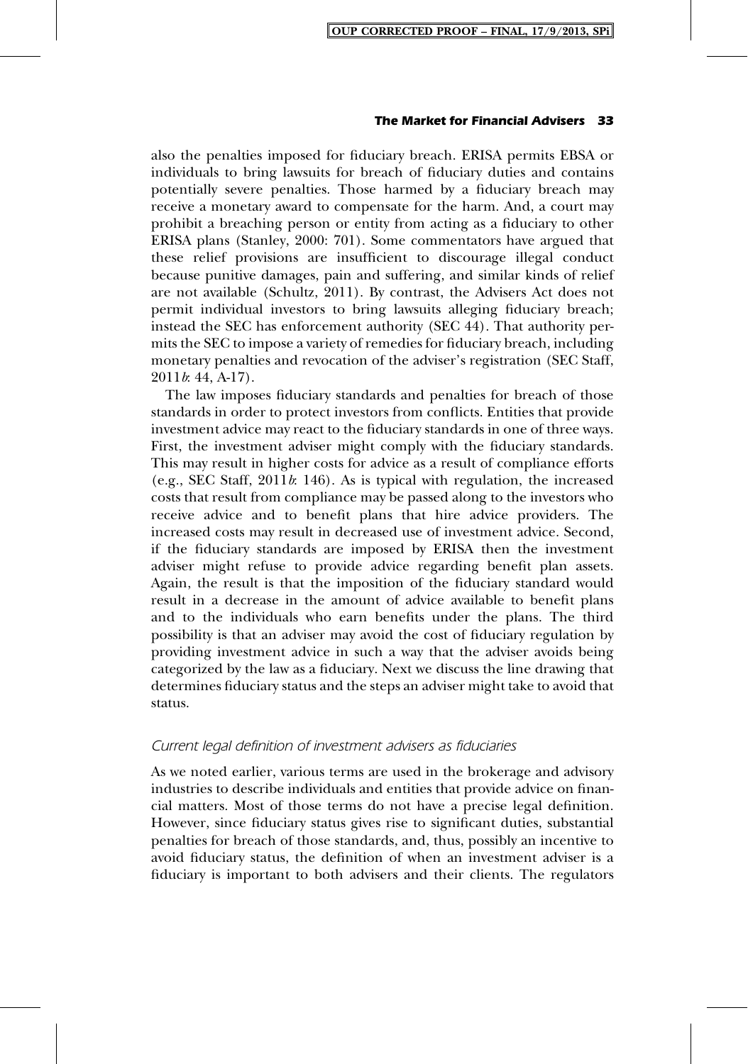also the penalties imposed for fiduciary breach. ERISA permits EBSA or individuals to bring lawsuits for breach of fiduciary duties and contains potentially severe penalties. Those harmed by a fiduciary breach may receive a monetary award to compensate for the harm. And, a court may prohibit a breaching person or entity from acting as a fiduciary to other ERISA plans (Stanley, 2000: 701). Some commentators have argued that these relief provisions are insufficient to discourage illegal conduct because punitive damages, pain and suffering, and similar kinds of relief are not available (Schultz, 2011). By contrast, the Advisers Act does not permit individual investors to bring lawsuits alleging fiduciary breach; instead the SEC has enforcement authority (SEC 44). That authority permits the SEC to impose a variety of remedies for fiduciary breach, including monetary penalties and revocation of the adviser's registration (SEC Staff, 2011*b*: 44, A-17).

The law imposes fiduciary standards and penalties for breach of those standards in order to protect investors from conflicts. Entities that provide investment advice may react to the fiduciary standards in one of three ways. First, the investment adviser might comply with the fiduciary standards. This may result in higher costs for advice as a result of compliance efforts (e.g., SEC Staff, 2011*b*: 146). As is typical with regulation, the increased costs that result from compliance may be passed along to the investors who receive advice and to benefit plans that hire advice providers. The increased costs may result in decreased use of investment advice. Second, if the fiduciary standards are imposed by ERISA then the investment adviser might refuse to provide advice regarding benefit plan assets. Again, the result is that the imposition of the fiduciary standard would result in a decrease in the amount of advice available to benefit plans and to the individuals who earn benefits under the plans. The third possibility is that an adviser may avoid the cost of fiduciary regulation by providing investment advice in such a way that the adviser avoids being categorized by the law as a fiduciary. Next we discuss the line drawing that determines fiduciary status and the steps an adviser might take to avoid that status.

### *Current legal definition of investment advisers as fiduciaries*

As we noted earlier, various terms are used in the brokerage and advisory industries to describe individuals and entities that provide advice on financial matters. Most of those terms do not have a precise legal definition. However, since fiduciary status gives rise to significant duties, substantial penalties for breach of those standards, and, thus, possibly an incentive to avoid fiduciary status, the definition of when an investment adviser is a fiduciary is important to both advisers and their clients. The regulators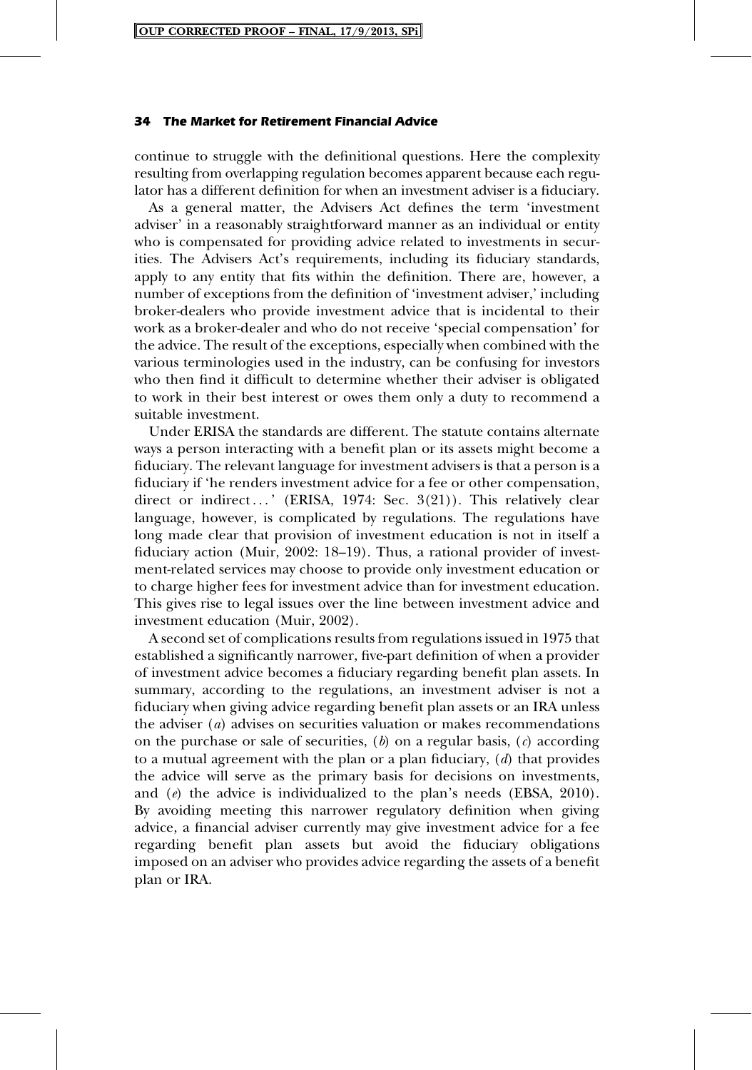continue to struggle with the definitional questions. Here the complexity resulting from overlapping regulation becomes apparent because each regulator has a different definition for when an investment adviser is a fiduciary.

As a general matter, the Advisers Act defines the term 'investment adviser' in a reasonably straightforward manner as an individual or entity who is compensated for providing advice related to investments in securities. The Advisers Act's requirements, including its fiduciary standards, apply to any entity that fits within the definition. There are, however, a number of exceptions from the definition of 'investment adviser,' including broker-dealers who provide investment advice that is incidental to their work as a broker-dealer and who do not receive 'special compensation' for the advice. The result of the exceptions, especially when combined with the various terminologies used in the industry, can be confusing for investors who then find it difficult to determine whether their adviser is obligated to work in their best interest or owes them only a duty to recommend a suitable investment.

Under ERISA the standards are different. The statute contains alternate ways a person interacting with a benefit plan or its assets might become a fiduciary. The relevant language for investment advisers is that a person is a fiduciary if 'he renders investment advice for a fee or other compensation, direct or indirect...' (ERISA, 1974: Sec. 3(21)). This relatively clear language, however, is complicated by regulations. The regulations have long made clear that provision of investment education is not in itself a fiduciary action (Muir, 2002: 18–19). Thus, a rational provider of investment-related services may choose to provide only investment education or to charge higher fees for investment advice than for investment education. This gives rise to legal issues over the line between investment advice and investment education (Muir, 2002).

A second set of complications results from regulations issued in 1975 that established a significantly narrower, five-part definition of when a provider of investment advice becomes a fiduciary regarding benefit plan assets. In summary, according to the regulations, an investment adviser is not a fiduciary when giving advice regarding benefit plan assets or an IRA unless the adviser (*a*) advises on securities valuation or makes recommendations on the purchase or sale of securities, (*b*) on a regular basis, (*c*) according to a mutual agreement with the plan or a plan fiduciary, (*d*) that provides the advice will serve as the primary basis for decisions on investments, and (*e*) the advice is individualized to the plan's needs (EBSA, 2010). By avoiding meeting this narrower regulatory definition when giving advice, a financial adviser currently may give investment advice for a fee regarding benefit plan assets but avoid the fiduciary obligations imposed on an adviser who provides advice regarding the assets of a benefit plan or IRA.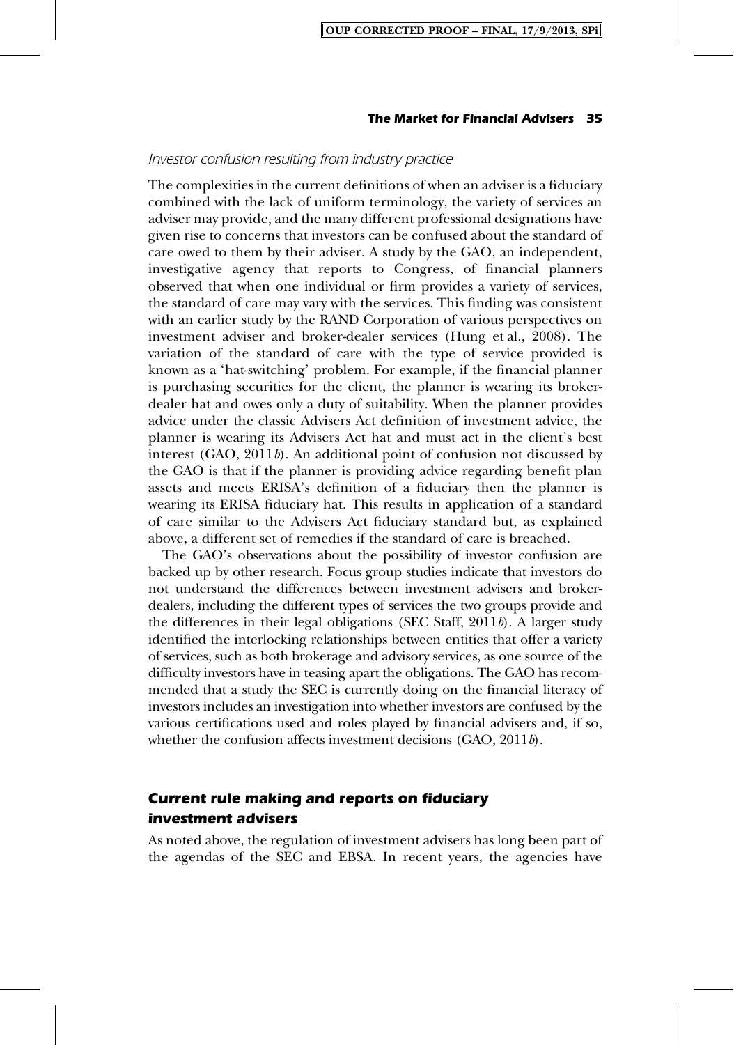*Investor confusion resulting from industry practice*

The complexities in the current definitions of when an adviser is a fiduciary combined with the lack of uniform terminology, the variety of services an adviser may provide, and the many different professional designations have given rise to concerns that investors can be confused about the standard of care owed to them by their adviser. A study by the GAO, an independent, investigative agency that reports to Congress, of financial planners observed that when one individual or firm provides a variety of services, the standard of care may vary with the services. This finding was consistent with an earlier study by the RAND Corporation of various perspectives on investment adviser and broker-dealer services (Hung et al., 2008). The variation of the standard of care with the type of service provided is known as a 'hat-switching' problem. For example, if the financial planner is purchasing securities for the client, the planner is wearing its broker-dealer hat and owes only a duty of suitability. When the planner provides advice under the classic Advisers Act definition of investment advice, the planner is wearing its Advisers Act hat and must act in the client's best interest (GAO, 2011*b*). An additional point of confusion not discussed by the GAO is that if the planner is providing advice regarding benefit plan assets and meets ERISA's definition of a fiduciary then the planner is wearing its ERISA fiduciary hat. This results in application of a standard of care similar to the Advisers Act fiduciary standard but, as explained above, a different set of remedies if the standard of care is breached.

The GAO's observations about the possibility of investor confusion are backed up by other research. Focus group studies indicate that investors do not understand the differences between investment advisers and broker-dealers, including the different types of services the two groups provide and the differences in their legal obligations (SEC Staff, 2011*b*). A larger study identified the interlocking relationships between entities that offer a variety of services, such as both brokerage and advisory services, as one source of the difficulty investors have in teasing apart the obligations. The GAO has recommended that a study the SEC is currently doing on the financial literacy of investors includes an investigation into whether investors are confused by the various certifications used and roles played by financial advisers and, if so, whether the confusion affects investment decisions (GAO, 2011*b*).

## Current rule making and reports on fiduciary investment advisers

As noted above, the regulation of investment advisers has long been part of the agendas of the SEC and EBSA. In recent years, the agencies have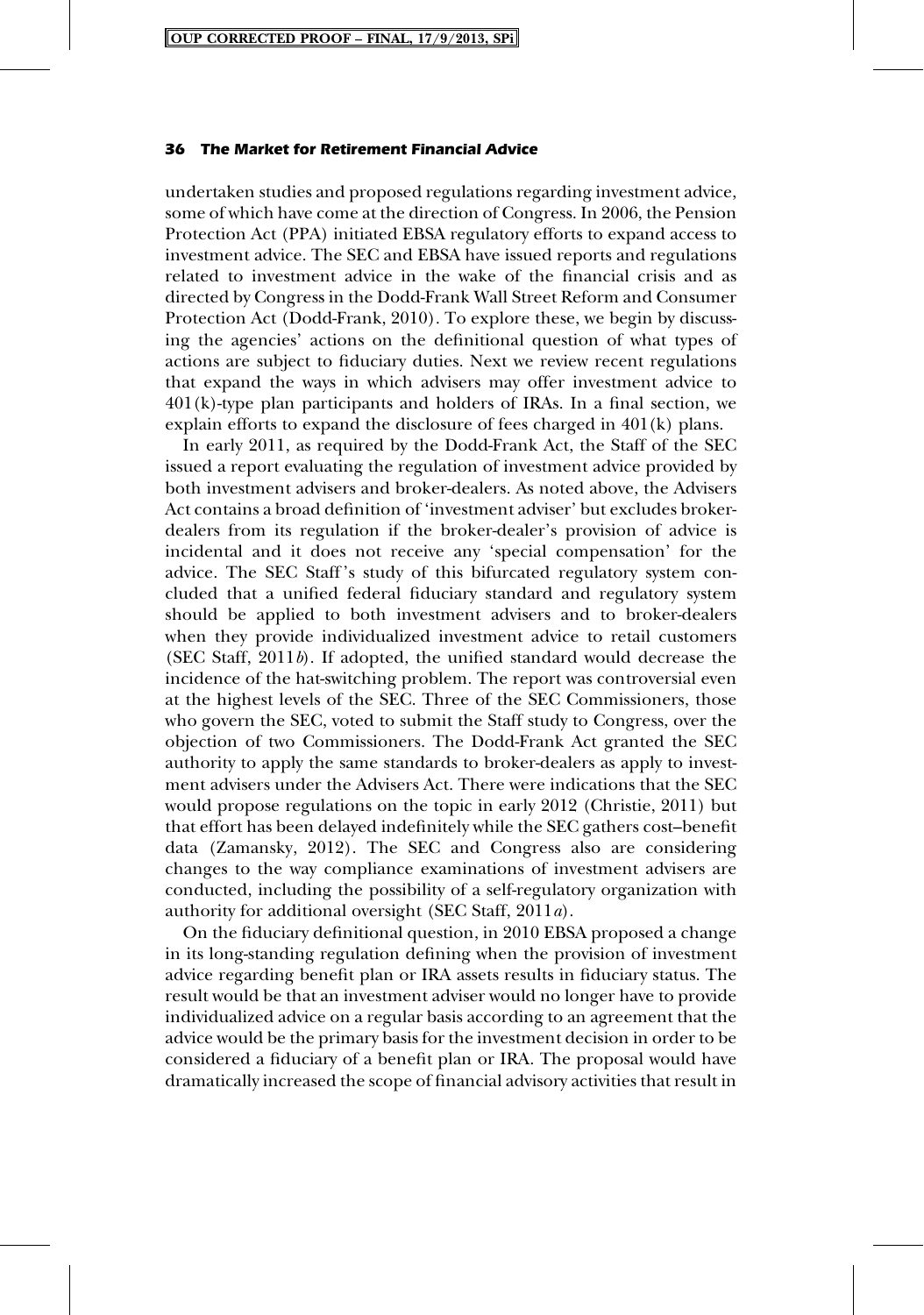undertaken studies and proposed regulations regarding investment advice, some of which have come at the direction of Congress. In 2006, the Pension Protection Act (PPA) initiated EBSA regulatory efforts to expand access to investment advice. The SEC and EBSA have issued reports and regulations related to investment advice in the wake of the financial crisis and as directed by Congress in the Dodd-Frank Wall Street Reform and Consumer Protection Act (Dodd-Frank, 2010). To explore these, we begin by discussing the agencies' actions on the definitional question of what types of actions are subject to fiduciary duties. Next we review recent regulations that expand the ways in which advisers may offer investment advice to 401(k)-type plan participants and holders of IRAs. In a final section, we explain efforts to expand the disclosure of fees charged in 401(k) plans.

In early 2011, as required by the Dodd-Frank Act, the Staff of the SEC issued a report evaluating the regulation of investment advice provided by both investment advisers and broker-dealers. As noted above, the Advisers Act contains a broad definition of 'investment adviser' but excludes broker-dealers from its regulation if the broker-dealer's provision of advice is incidental and it does not receive any 'special compensation' for the advice. The SEC Staff's study of this bifurcated regulatory system concluded that a unified federal fiduciary standard and regulatory system should be applied to both investment advisers and to broker-dealers when they provide individualized investment advice to retail customers (SEC Staff, 2011*b*). If adopted, the unified standard would decrease the incidence of the hat-switching problem. The report was controversial even at the highest levels of the SEC. Three of the SEC Commissioners, those who govern the SEC, voted to submit the Staff study to Congress, over the objection of two Commissioners. The Dodd-Frank Act granted the SEC authority to apply the same standards to broker-dealers as apply to investment advisers under the Advisers Act. There were indications that the SEC would propose regulations on the topic in early 2012 (Christie, 2011) but that effort has been delayed indefinitely while the SEC gathers cost–benefit data (Zamansky, 2012). The SEC and Congress also are considering changes to the way compliance examinations of investment advisers are conducted, including the possibility of a self-regulatory organization with authority for additional oversight (SEC Staff, 2011*a*).

On the fiduciary definitional question, in 2010 EBSA proposed a change in its long-standing regulation defining when the provision of investment advice regarding benefit plan or IRA assets results in fiduciary status. The result would be that an investment adviser would no longer have to provide individualized advice on a regular basis according to an agreement that the advice would be the primary basis for the investment decision in order to be considered a fiduciary of a benefit plan or IRA. The proposal would have dramatically increased the scope of financial advisory activities that result in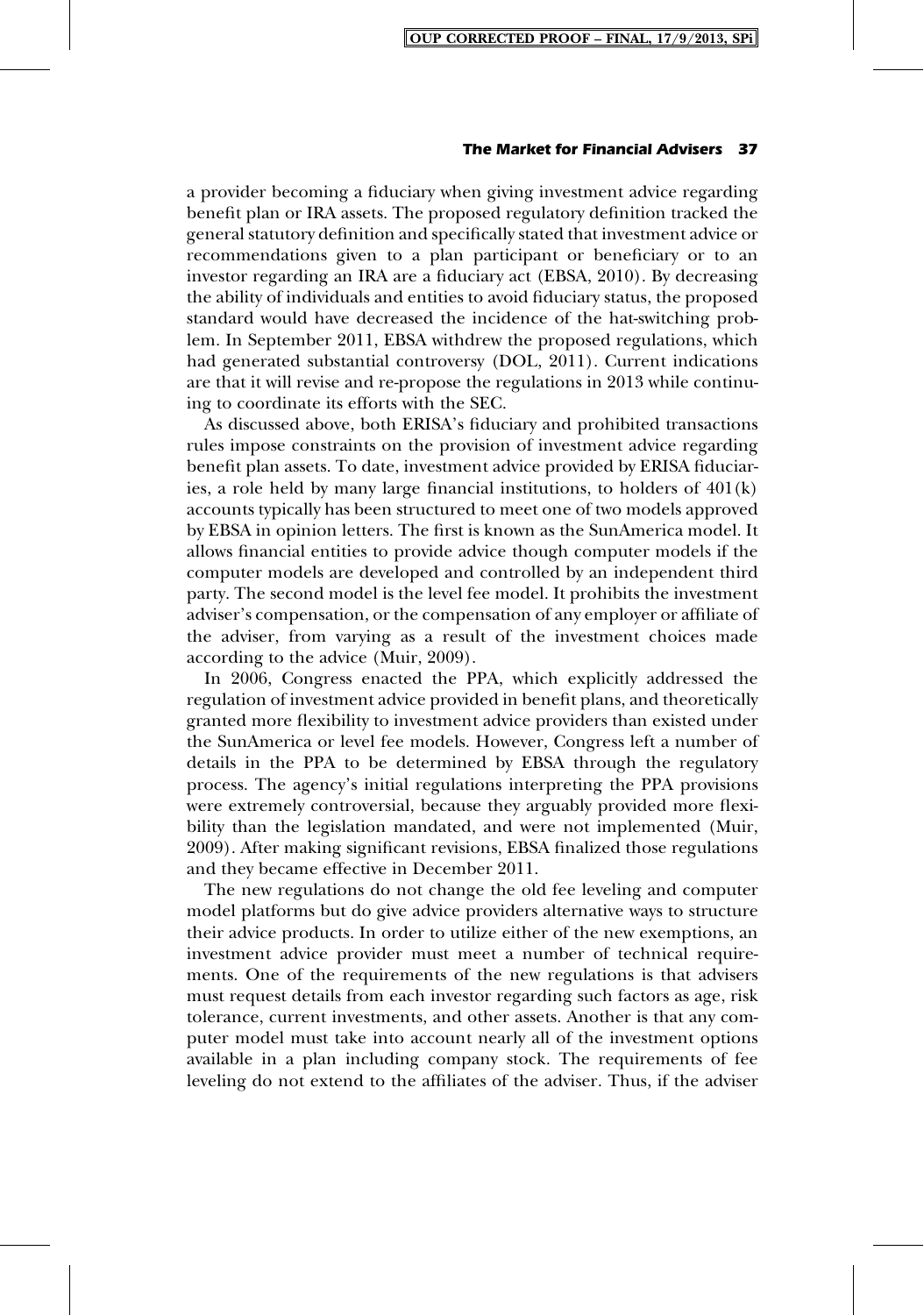a provider becoming a fiduciary when giving investment advice regarding benefit plan or IRA assets. The proposed regulatory definition tracked the general statutory definition and specifically stated that investment advice or recommendations given to a plan participant or beneficiary or to an investor regarding an IRA are a fiduciary act (EBSA, 2010). By decreasing the ability of individuals and entities to avoid fiduciary status, the proposed standard would have decreased the incidence of the hat-switching problem. In September 2011, EBSA withdrew the proposed regulations, which had generated substantial controversy (DOL, 2011). Current indications are that it will revise and re-propose the regulations in 2013 while continuing to coordinate its efforts with the SEC.

As discussed above, both ERISA's fiduciary and prohibited transactions rules impose constraints on the provision of investment advice regarding benefit plan assets. To date, investment advice provided by ERISA fiduciaries, a role held by many large financial institutions, to holders of 401(k) accounts typically has been structured to meet one of two models approved by EBSA in opinion letters. The first is known as the SunAmerica model. It allows financial entities to provide advice though computer models if the computer models are developed and controlled by an independent third party. The second model is the level fee model. It prohibits the investment adviser's compensation, or the compensation of any employer or affiliate of the adviser, from varying as a result of the investment choices made according to the advice (Muir, 2009).

In 2006, Congress enacted the PPA, which explicitly addressed the regulation of investment advice provided in benefit plans, and theoretically granted more flexibility to investment advice providers than existed under the SunAmerica or level fee models. However, Congress left a number of details in the PPA to be determined by EBSA through the regulatory process. The agency's initial regulations interpreting the PPA provisions were extremely controversial, because they arguably provided more flexibility than the legislation mandated, and were not implemented (Muir, 2009). After making significant revisions, EBSA finalized those regulations and they became effective in December 2011.

The new regulations do not change the old fee leveling and computer model platforms but do give advice providers alternative ways to structure their advice products. In order to utilize either of the new exemptions, an investment advice provider must meet a number of technical requirements. One of the requirements of the new regulations is that advisers must request details from each investor regarding such factors as age, risk tolerance, current investments, and other assets. Another is that any computer model must take into account nearly all of the investment options available in a plan including company stock. The requirements of fee leveling do not extend to the affiliates of the adviser. Thus, if the adviser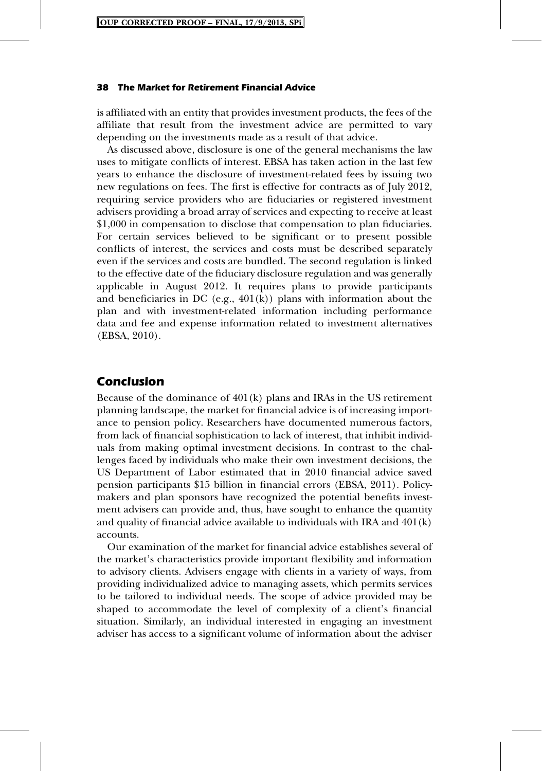is affiliated with an entity that provides investment products, the fees of the affiliate that result from the investment advice are permitted to vary depending on the investments made as a result of that advice.

As discussed above, disclosure is one of the general mechanisms the law uses to mitigate conflicts of interest. EBSA has taken action in the last few years to enhance the disclosure of investment-related fees by issuing two new regulations on fees. The first is effective for contracts as of July 2012, requiring service providers who are fiduciaries or registered investment advisers providing a broad array of services and expecting to receive at least $1,000 in compensation to disclose that compensation to plan fiduciaries. For certain services believed to be significant or to present possible conflicts of interest, the services and costs must be described separately even if the services and costs are bundled. The second regulation is linked to the effective date of the fiduciary disclosure regulation and was generally applicable in August 2012. It requires plans to provide participants and beneficiaries in DC (e.g., 401(k)) plans with information about the plan and with investment-related information including performance data and fee and expense information related to investment alternatives (EBSA, 2010).

## Conclusion

Because of the dominance of 401(k) plans and IRAs in the US retirement planning landscape, the market for financial advice is of increasing importance to pension policy. Researchers have documented numerous factors, from lack of financial sophistication to lack of interest, that inhibit individuals from making optimal investment decisions. In contrast to the challenges faced by individuals who make their own investment decisions, the US Department of Labor estimated that in 2010 financial advice saved pension participants $15 billion in financial errors (EBSA, 2011). Policymakers and plan sponsors have recognized the potential benefits investment advisers can provide and, thus, have sought to enhance the quantity and quality of financial advice available to individuals with IRA and 401(k) accounts.

Our examination of the market for financial advice establishes several of the market's characteristics provide important flexibility and information to advisory clients. Advisers engage with clients in a variety of ways, from providing individualized advice to managing assets, which permits services to be tailored to individual needs. The scope of advice provided may be shaped to accommodate the level of complexity of a client's financial situation. Similarly, an individual interested in engaging an investment adviser has access to a significant volume of information about the adviser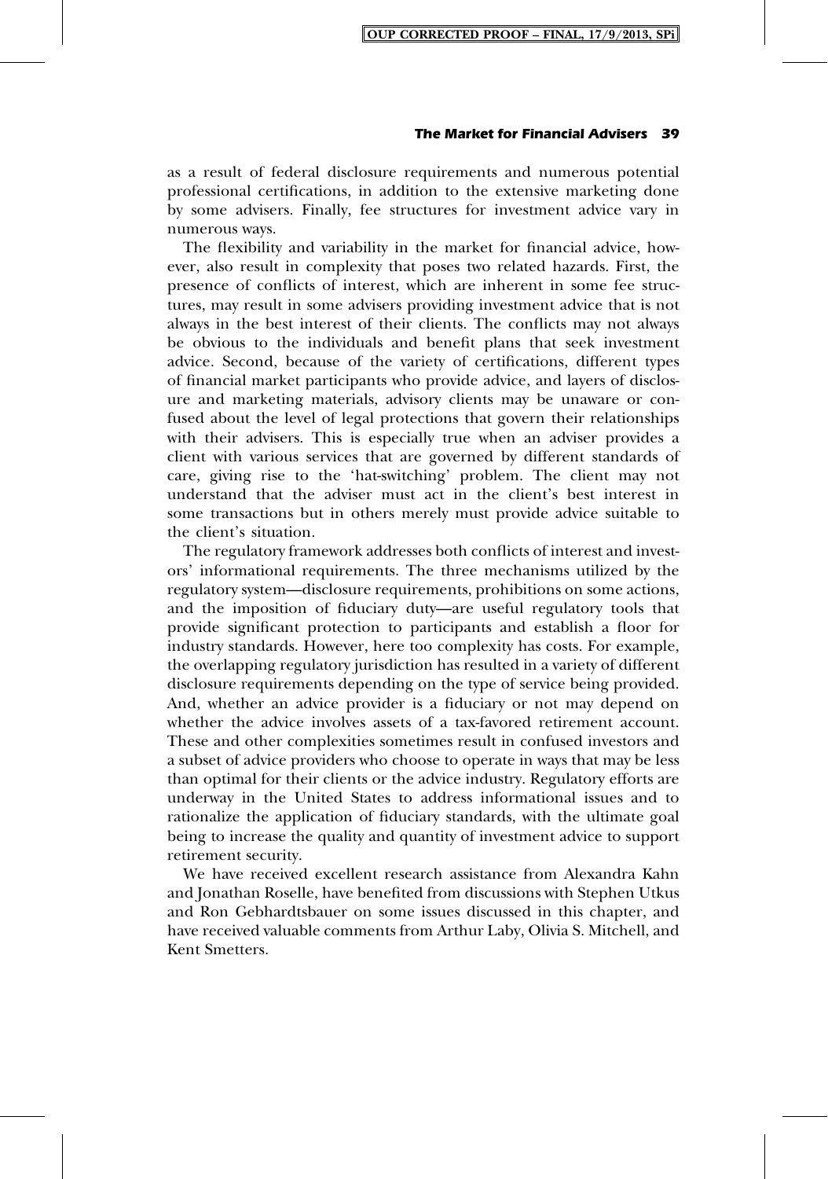as a result of federal disclosure requirements and numerous potential professional certifications, in addition to the extensive marketing done by some advisers. Finally, fee structures for investment advice vary in numerous ways.

The flexibility and variability in the market for financial advice, however, also result in complexity that poses two related hazards. First, the presence of conflicts of interest, which are inherent in some fee structures, may result in some advisers providing investment advice that is not always in the best interest of their clients. The conflicts may not always be obvious to the individuals and benefit plans that seek investment advice. Second, because of the variety of certifications, different types of financial market participants who provide advice, and layers of disclosure and marketing materials, advisory clients may be unaware or confused about the level of legal protections that govern their relationships with their advisers. This is especially true when an adviser provides a client with various services that are governed by different standards of care, giving rise to the 'hat-switching' problem. The client may not understand that the adviser must act in the client's best interest in some transactions but in others merely must provide advice suitable to the client's situation.

The regulatory framework addresses both conflicts of interest and investors' informational requirements. The three mechanisms utilized by the regulatory system—disclosure requirements, prohibitions on some actions, and the imposition of fiduciary duty—are useful regulatory tools that provide significant protection to participants and establish a floor for industry standards. However, here too complexity has costs. For example, the overlapping regulatory jurisdiction has resulted in a variety of different disclosure requirements depending on the type of service being provided. And, whether an advice provider is a fiduciary or not may depend on whether the advice involves assets of a tax-favored retirement account. These and other complexities sometimes result in confused investors and a subset of advice providers who choose to operate in ways that may be less than optimal for their clients or the advice industry. Regulatory efforts are underway in the United States to address informational issues and to rationalize the application of fiduciary standards, with the ultimate goal being to increase the quality and quantity of investment advice to support retirement security.

We have received excellent research assistance from Alexandra Kahn and Jonathan Roselle, have benefited from discussions with Stephen Utkus and Ron Gebhardtsbauer on some issues discussed in this chapter, and have received valuable comments from Arthur Laby, Olivia S. Mitchell, and Kent Smetters.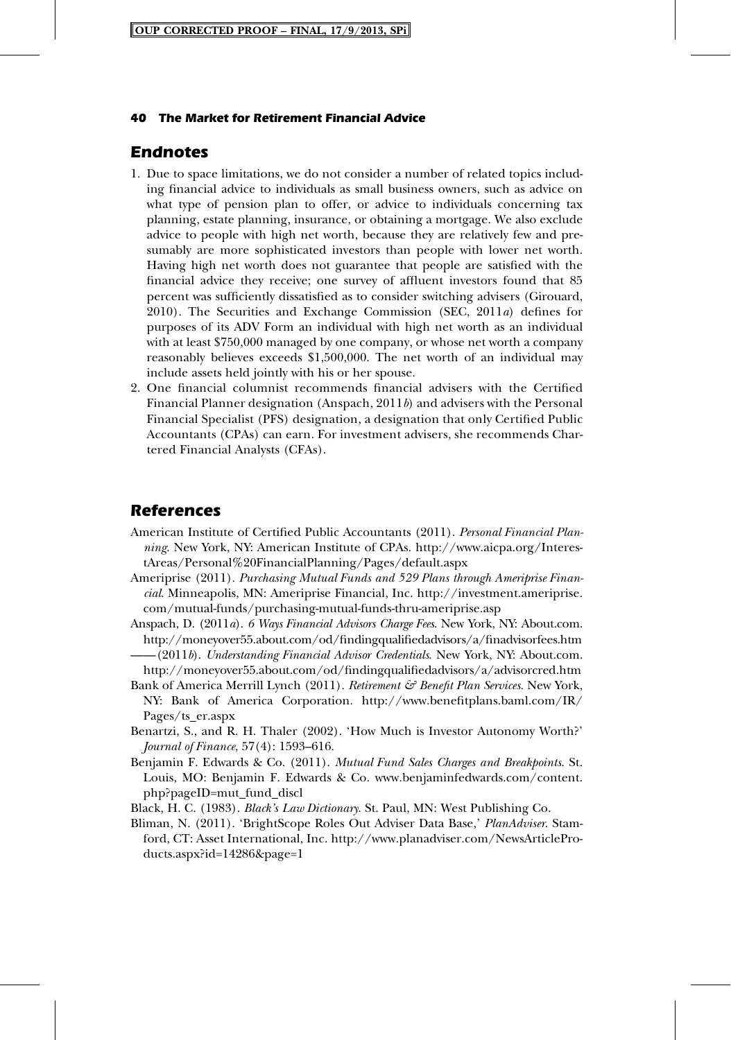## Endnotes

1. Due to space limitations, we do not consider a number of related topics including financial advice to individuals as small business owners, such as advice on what type of pension plan to offer, or advice to individuals concerning tax planning, estate planning, insurance, or obtaining a mortgage. We also exclude advice to people with high net worth, because they are relatively few and presumably are more sophisticated investors than people with lower net worth. Having high net worth does not guarantee that people are satisfied with the financial advice they receive; one survey of affluent investors found that 85 percent was sufficiently dissatisfied as to consider switching advisers (Girouard, 2010). The Securities and Exchange Commission (SEC, 2011*a*) defines for purposes of its ADV Form an individual with high net worth as an individual with at least $750,000 managed by one company, or whose net worth a company reasonably believes exceeds $1,500,000. The net worth of an individual may include assets held jointly with his or her spouse.
2. One financial columnist recommends financial advisers with the Certified Financial Planner designation (Anspach, 2011*b*) and advisers with the Personal Financial Specialist (PFS) designation, a designation that only Certified Public Accountants (CPAs) can earn. For investment advisers, she recommends Chartered Financial Analysts (CFAs).

## References

American Institute of Certified Public Accountants (2011). *Personal Financial Planning*. New York, NY: American Institute of CPAs. http://www.aicpa.org/InterestAreas/Personal%20FinancialPlanning/Pages/default.aspx

Ameriprise (2011). *Purchasing Mutual Funds and 529 Plans through Ameriprise Financial*. Minneapolis, MN: Ameriprise Financial, Inc. http://investment.ameriprise.com/mutual-funds/purchasing-mutual-funds-thru-ameriprise.asp

Anspach, D. (2011*a*). *6 Ways Financial Advisors Charge Fees*. New York, NY: About.com. http://moneyover55.about.com/od/findingqualifiedadvisors/a/finadvisorfees.htm

——(2011*b*). *Understanding Financial Advisor Credentials*. New York, NY: About.com. http://moneyover55.about.com/od/findingqualifiedadvisors/a/advisorcred.htm

Bank of America Merrill Lynch (2011). *Retirement & Benefit Plan Services*. New York, NY: Bank of America Corporation. http://www.benefitplans.baml.com/IR/Pages/ts_er.aspx

Benartzi, S., and R. H. Thaler (2002). 'How Much is Investor Autonomy Worth?' *Journal of Finance*, 57(4): 1593–616.

Benjamin F. Edwards & Co. (2011). *Mutual Fund Sales Charges and Breakpoints*. St. Louis, MO: Benjamin F. Edwards & Co. www.benjaminfedwards.com/content.php?pageID=mut_fund_discl

Black, H. C. (1983). *Black's Law Dictionary*. St. Paul, MN: West Publishing Co.

Bliman, N. (2011). 'BrightScope Roles Out Adviser Data Base,' *PlanAdviser*. Stamford, CT: Asset International, Inc. http://www.planadviser.com/NewsArticleProducts.aspx?id=14286&page=1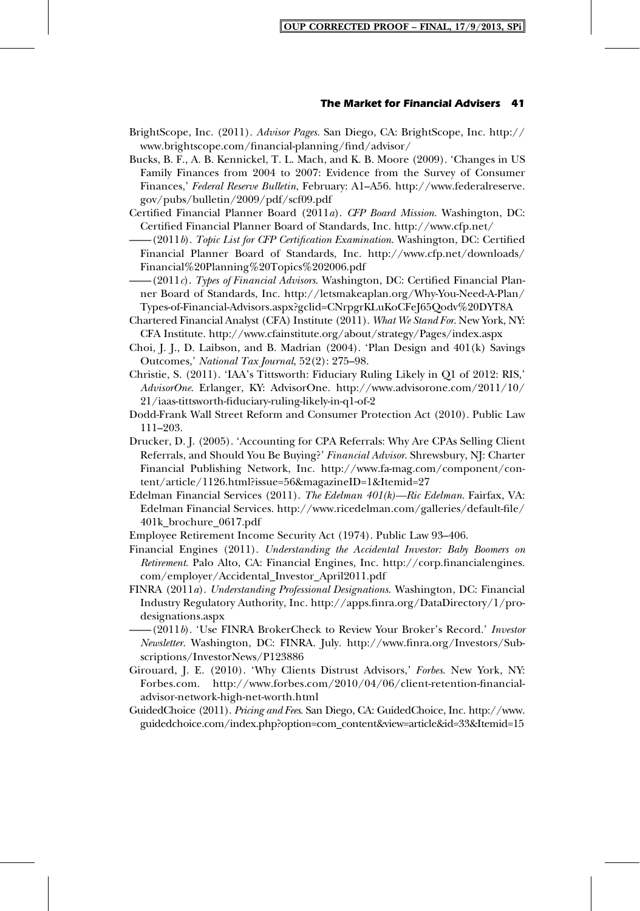BrightScope, Inc. (2011). *Advisor Pages.* San Diego, CA: BrightScope, Inc. http://www.brightscope.com/financial-planning/find/advisor/

Bucks, B. F., A. B. Kennickel, T. L. Mach, and K. B. Moore (2009). 'Changes in US Family Finances from 2004 to 2007: Evidence from the Survey of Consumer Finances,' *Federal Reserve Bulletin*, February: A1–A56. http://www.federalreserve.gov/pubs/bulletin/2009/pdf/scf09.pdf

Certified Financial Planner Board (2011*a*). *CFP Board Mission*. Washington, DC: Certified Financial Planner Board of Standards, Inc. http://www.cfp.net/

—— (2011*b*). *Topic List for CFP Certification Examination*. Washington, DC: Certified Financial Planner Board of Standards, Inc. http://www.cfp.net/downloads/Financial%20Planning%20Topics%202006.pdf

—— (2011*c*). *Types of Financial Advisors*. Washington, DC: Certified Financial Planner Board of Standards, Inc. http://letsmakeaplan.org/Why-You-Need-A-Plan/Types-of-Financial-Advisors.aspx?gclid=CNrpgrKLuKoCFeJ65Qodv%20DYT8A

Chartered Financial Analyst (CFA) Institute (2011). *What We Stand For*. New York, NY: CFA Institute. http://www.cfainstitute.org/about/strategy/Pages/index.aspx

Choi, J. J., D. Laibson, and B. Madrian (2004). 'Plan Design and 401(k) Savings Outcomes,' *National Tax Journal*, 52(2): 275–98.

Christie, S. (2011). 'IAA's Tittsworth: Fiduciary Ruling Likely in Q1 of 2012: RIS,' *AdvisorOne*. Erlanger, KY: AdvisorOne. http://www.advisorone.com/2011/10/21/iaas-tittsworth-fiduciary-ruling-likely-in-q1-of-2

Dodd-Frank Wall Street Reform and Consumer Protection Act (2010). Public Law 111–203.

Drucker, D. J. (2005). 'Accounting for CPA Referrals: Why Are CPAs Selling Client Referrals, and Should You Be Buying?' *Financial Advisor*. Shrewsbury, NJ: Charter Financial Publishing Network, Inc. http://www.fa-mag.com/component/content/article/1126.html?issue=56&magazineID=1&Itemid=27

Edelman Financial Services (2011). *The Edelman 401(k)—Ric Edelman*. Fairfax, VA: Edelman Financial Services. http://www.ricedelman.com/galleries/default-file/401k_brochure_0617.pdf

Employee Retirement Income Security Act (1974). Public Law 93–406.

Financial Engines (2011). *Understanding the Accidental Investor: Baby Boomers on Retirement*. Palo Alto, CA: Financial Engines, Inc. http://corp.financialengines.com/employer/Accidental_Investor_April2011.pdf

FINRA (2011*a*). *Understanding Professional Designations*. Washington, DC: Financial Industry Regulatory Authority, Inc. http://apps.finra.org/DataDirectory/1/prodesignations.aspx

—— (2011*b*). 'Use FINRA BrokerCheck to Review Your Broker's Record.' *Investor Newsletter*. Washington, DC: FINRA. July. http://www.finra.org/Investors/Subscriptions/InvestorNews/P123886

Girouard, J. E. (2010). 'Why Clients Distrust Advisors,' *Forbes*. New York, NY: Forbes.com. http://www.forbes.com/2010/04/06/client-retention-financial-advisor-network-high-net-worth.html

GuidedChoice (2011). *Pricing and Fees*. San Diego, CA: GuidedChoice, Inc. http://www.guidedchoice.com/index.php?option=com_content&view=article&id=33&Itemid=15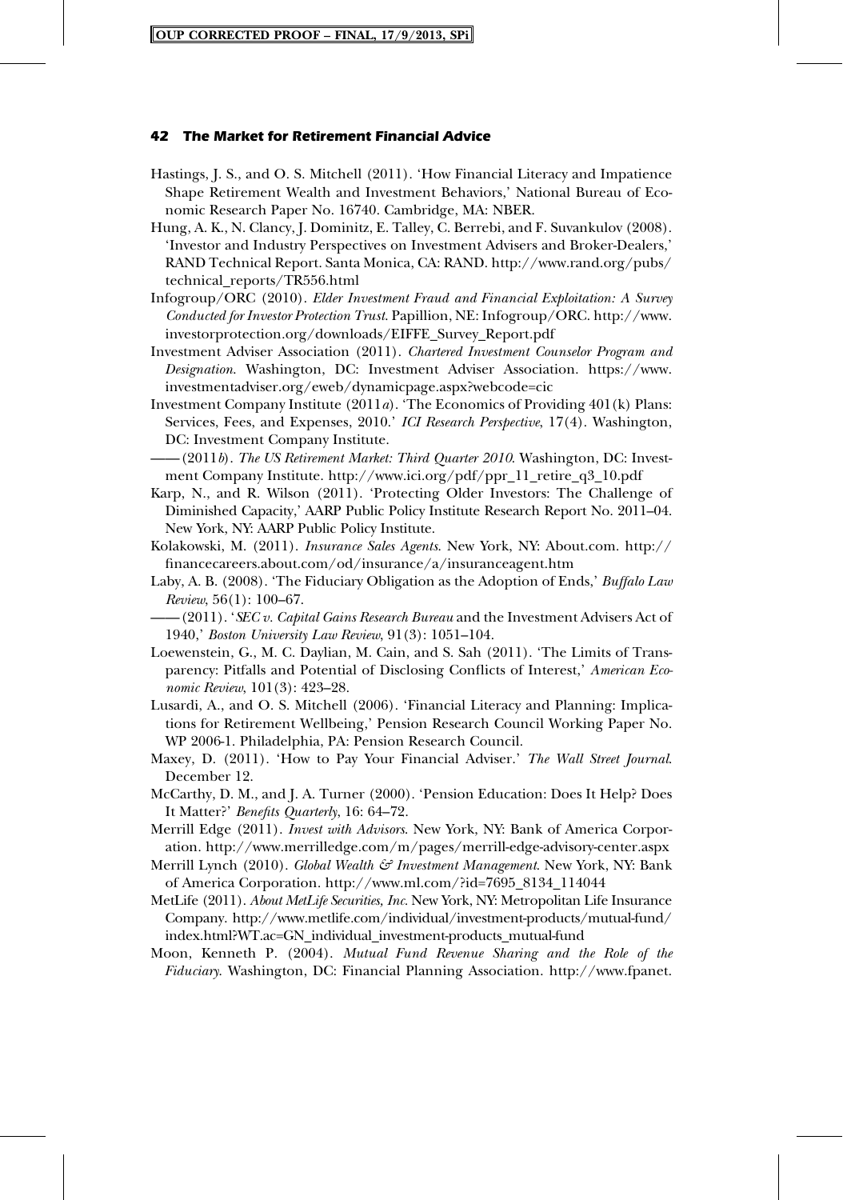Hastings, J. S., and O. S. Mitchell (2011). 'How Financial Literacy and Impatience Shape Retirement Wealth and Investment Behaviors,' National Bureau of Economic Research Paper No. 16740. Cambridge, MA: NBER.

Hung, A. K., N. Clancy, J. Dominitz, E. Talley, C. Berrebi, and F. Suvankulov (2008). 'Investor and Industry Perspectives on Investment Advisers and Broker-Dealers,' RAND Technical Report. Santa Monica, CA: RAND. http://www.rand.org/pubs/technical_reports/TR556.html

Infogroup/ORC (2010). *Elder Investment Fraud and Financial Exploitation: A Survey Conducted for Investor Protection Trust*. Papillion, NE: Infogroup/ORC. http://www.investorprotection.org/downloads/EIFFE_Survey_Report.pdf

Investment Adviser Association (2011). *Chartered Investment Counselor Program and Designation*. Washington, DC: Investment Adviser Association. https://www.investmentadviser.org/eweb/dynamicpage.aspx?webcode=cic

Investment Company Institute (2011*a*). 'The Economics of Providing 401(k) Plans: Services, Fees, and Expenses, 2010.' *ICI Research Perspective*, 17(4). Washington, DC: Investment Company Institute.

—— (2011*b*). *The US Retirement Market: Third Quarter 2010*. Washington, DC: Investment Company Institute. http://www.ici.org/pdf/ppr_11_retire_q3_10.pdf

Karp, N., and R. Wilson (2011). 'Protecting Older Investors: The Challenge of Diminished Capacity,' AARP Public Policy Institute Research Report No. 2011–04. New York, NY: AARP Public Policy Institute.

Kolakowski, M. (2011). *Insurance Sales Agents*. New York, NY: About.com. http://financecareers.about.com/od/insurance/a/insuranceagent.htm

Laby, A. B. (2008). 'The Fiduciary Obligation as the Adoption of Ends,' *Buffalo Law Review*, 56(1): 100–67.

—— (2011). '*SEC v. Capital Gains Research Bureau* and the Investment Advisers Act of 1940,' *Boston University Law Review*, 91(3): 1051–104.

Loewenstein, G., M. C. Daylian, M. Cain, and S. Sah (2011). 'The Limits of Transparency: Pitfalls and Potential of Disclosing Conflicts of Interest,' *American Economic Review*, 101(3): 423–28.

Lusardi, A., and O. S. Mitchell (2006). 'Financial Literacy and Planning: Implications for Retirement Wellbeing,' Pension Research Council Working Paper No. WP 2006-1. Philadelphia, PA: Pension Research Council.

Maxey, D. (2011). 'How to Pay Your Financial Adviser.' *The Wall Street Journal*. December 12.

McCarthy, D. M., and J. A. Turner (2000). 'Pension Education: Does It Help? Does It Matter?' *Benefits Quarterly*, 16: 64–72.

Merrill Edge (2011). *Invest with Advisors*. New York, NY: Bank of America Corporation. http://www.merrilledge.com/m/pages/merrill-edge-advisory-center.aspx

Merrill Lynch (2010). *Global Wealth & Investment Management*. New York, NY: Bank of America Corporation. http://www.ml.com/?id=7695_8134_114044

MetLife (2011). *About MetLife Securities, Inc.* New York, NY: Metropolitan Life Insurance Company. http://www.metlife.com/individual/investment-products/mutual-fund/index.html?WT.ac=GN_individual_investment-products_mutual-fund

Moon, Kenneth P. (2004). *Mutual Fund Revenue Sharing and the Role of the Fiduciary*. Washington, DC: Financial Planning Association. http://www.fpanet.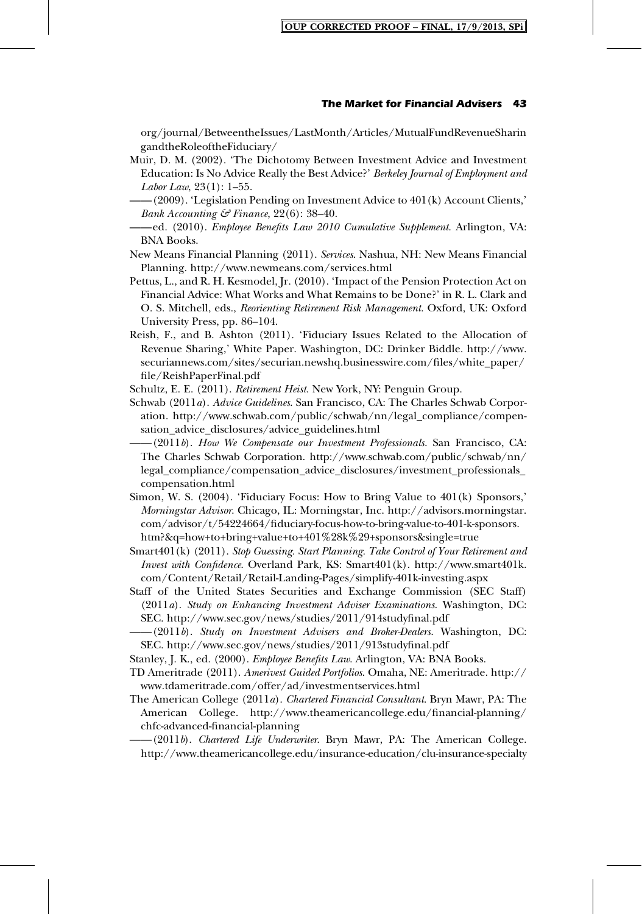org/journal/BetweentheIssues/LastMonth/Articles/MutualFundRevenueSharingandtheRoleoftheFiduciary/

Muir, D. M. (2002). 'The Dichotomy Between Investment Advice and Investment Education: Is No Advice Really the Best Advice?' *Berkeley Journal of Employment and Labor Law*, 23(1): 1–55.

—— (2009). 'Legislation Pending on Investment Advice to 401(k) Account Clients,' *Bank Accounting & Finance*, 22(6): 38–40.

—— ed. (2010). *Employee Benefits Law 2010 Cumulative Supplement*. Arlington, VA: BNA Books.

New Means Financial Planning (2011). *Services*. Nashua, NH: New Means Financial Planning. http://www.newmeans.com/services.html

Pettus, L., and R. H. Kesmodel, Jr. (2010). 'Impact of the Pension Protection Act on Financial Advice: What Works and What Remains to be Done?' in R. L. Clark and O. S. Mitchell, eds., *Reorienting Retirement Risk Management*. Oxford, UK: Oxford University Press, pp. 86–104.

Reish, F., and B. Ashton (2011). 'Fiduciary Issues Related to the Allocation of Revenue Sharing,' White Paper. Washington, DC: Drinker Biddle. http://www.securiannews.com/sites/securian.newshq.businesswire.com/files/white_paper/file/ReishPaperFinal.pdf

Schultz, E. E. (2011). *Retirement Heist*. New York, NY: Penguin Group.

Schwab (2011*a*). *Advice Guidelines*. San Francisco, CA: The Charles Schwab Corporation. http://www.schwab.com/public/schwab/nn/legal_compliance/compensation_advice_disclosures/advice_guidelines.html

—— (2011*b*). *How We Compensate our Investment Professionals*. San Francisco, CA: The Charles Schwab Corporation. http://www.schwab.com/public/schwab/nn/legal_compliance/compensation_advice_disclosures/investment_professionals_compensation.html

Simon, W. S. (2004). 'Fiduciary Focus: How to Bring Value to 401(k) Sponsors,' *Morningstar Advisor*. Chicago, IL: Morningstar, Inc. http://advisors.morningstar.com/advisor/t/54224664/fiduciary-focus-how-to-bring-value-to-401-k-sponsors.htm?&q=how+to+bring+value+to+401%28k%29+sponsors&single=true

Smart401(k) (2011). *Stop Guessing. Start Planning. Take Control of Your Retirement and Invest with Confidence*. Overland Park, KS: Smart401(k). http://www.smart401k.com/Content/Retail/Retail-Landing-Pages/simplify-401k-investing.aspx

Staff of the United States Securities and Exchange Commission (SEC Staff) (2011*a*). *Study on Enhancing Investment Adviser Examinations*. Washington, DC: SEC. http://www.sec.gov/news/studies/2011/914studyfinal.pdf

—— (2011*b*). *Study on Investment Advisers and Broker-Dealers*. Washington, DC: SEC. http://www.sec.gov/news/studies/2011/913studyfinal.pdf

Stanley, J. K., ed. (2000). *Employee Benefits Law*. Arlington, VA: BNA Books.

TD Ameritrade (2011). *Amerivest Guided Portfolios*. Omaha, NE: Ameritrade. http://www.tdameritrade.com/offer/ad/investmentservices.html

The American College (2011*a*). *Chartered Financial Consultant*. Bryn Mawr, PA: The American College. http://www.theamericancollege.edu/financial-planning/chfc-advanced-financial-planning

—— (2011*b*). *Chartered Life Underwriter*. Bryn Mawr, PA: The American College. http://www.theamericancollege.edu/insurance-education/clu-insurance-specialty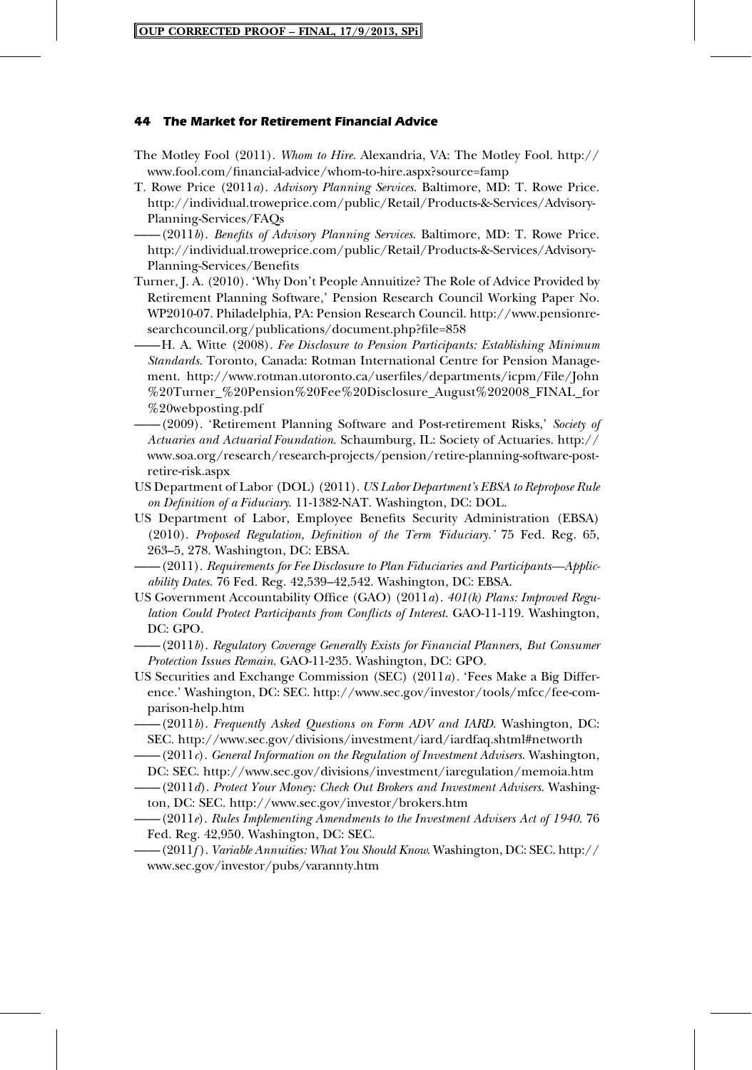The Motley Fool (2011). *Whom to Hire*. Alexandria, VA: The Motley Fool. http://www.fool.com/financial-advice/whom-to-hire.aspx?source=famp

T. Rowe Price (2011*a*). *Advisory Planning Services*. Baltimore, MD: T. Rowe Price. http://individual.troweprice.com/public/Retail/Products-&-Services/Advisory-Planning-Services/FAQs

—— (2011*b*). *Benefits of Advisory Planning Services*. Baltimore, MD: T. Rowe Price. http://individual.troweprice.com/public/Retail/Products-&-Services/Advisory-Planning-Services/Benefits

Turner, J. A. (2010). 'Why Don't People Annuitize? The Role of Advice Provided by Retirement Planning Software,' Pension Research Council Working Paper No. WP2010-07. Philadelphia, PA: Pension Research Council. http://www.pensionresearchcouncil.org/publications/document.php?file=858

——H. A. Witte (2008). *Fee Disclosure to Pension Participants: Establishing Minimum Standards*. Toronto, Canada: Rotman International Centre for Pension Management. http://www.rotman.utoronto.ca/userfiles/departments/icpm/File/John%20Turner_%20Pension%20Fee%20Disclosure_August%202008_FINAL_for%20webposting.pdf

—— (2009). 'Retirement Planning Software and Post-retirement Risks,' *Society of Actuaries and Actuarial Foundation*. Schaumburg, IL: Society of Actuaries. http://www.soa.org/research/research-projects/pension/retire-planning-software-post-retire-risk.aspx

US Department of Labor (DOL) (2011). *US Labor Department's EBSA to Repropose Rule on Definition of a Fiduciary*. 11-1382-NAT. Washington, DC: DOL.

US Department of Labor, Employee Benefits Security Administration (EBSA) (2010). *Proposed Regulation, Definition of the Term 'Fiduciary.'* 75 Fed. Reg. 65, 263–5, 278. Washington, DC: EBSA.

—— (2011). *Requirements for Fee Disclosure to Plan Fiduciaries and Participants—Applicability Dates*. 76 Fed. Reg. 42,539–42,542. Washington, DC: EBSA.

US Government Accountability Office (GAO) (2011*a*). *401(k) Plans: Improved Regulation Could Protect Participants from Conflicts of Interest*. GAO-11-119. Washington, DC: GPO.

—— (2011*b*). *Regulatory Coverage Generally Exists for Financial Planners, But Consumer Protection Issues Remain*. GAO-11-235. Washington, DC: GPO.

US Securities and Exchange Commission (SEC) (2011*a*). 'Fees Make a Big Difference.' Washington, DC: SEC. http://www.sec.gov/investor/tools/mfcc/fee-comparison-help.htm

—— (2011*b*). *Frequently Asked Questions on Form ADV and IARD*. Washington, DC: SEC. http://www.sec.gov/divisions/investment/iard/iardfaq.shtml#networth

—— (2011*c*). *General Information on the Regulation of Investment Advisers*. Washington, DC: SEC. http://www.sec.gov/divisions/investment/iaregulation/memoia.htm

—— (2011*d*). *Protect Your Money: Check Out Brokers and Investment Advisers*. Washington, DC: SEC. http://www.sec.gov/investor/brokers.htm

—— (2011*e*). *Rules Implementing Amendments to the Investment Advisers Act of 1940*. 76 Fed. Reg. 42,950. Washington, DC: SEC.

—— (2011*f*). *Variable Annuities: What You Should Know*. Washington, DC: SEC. http://www.sec.gov/investor/pubs/varannty.htm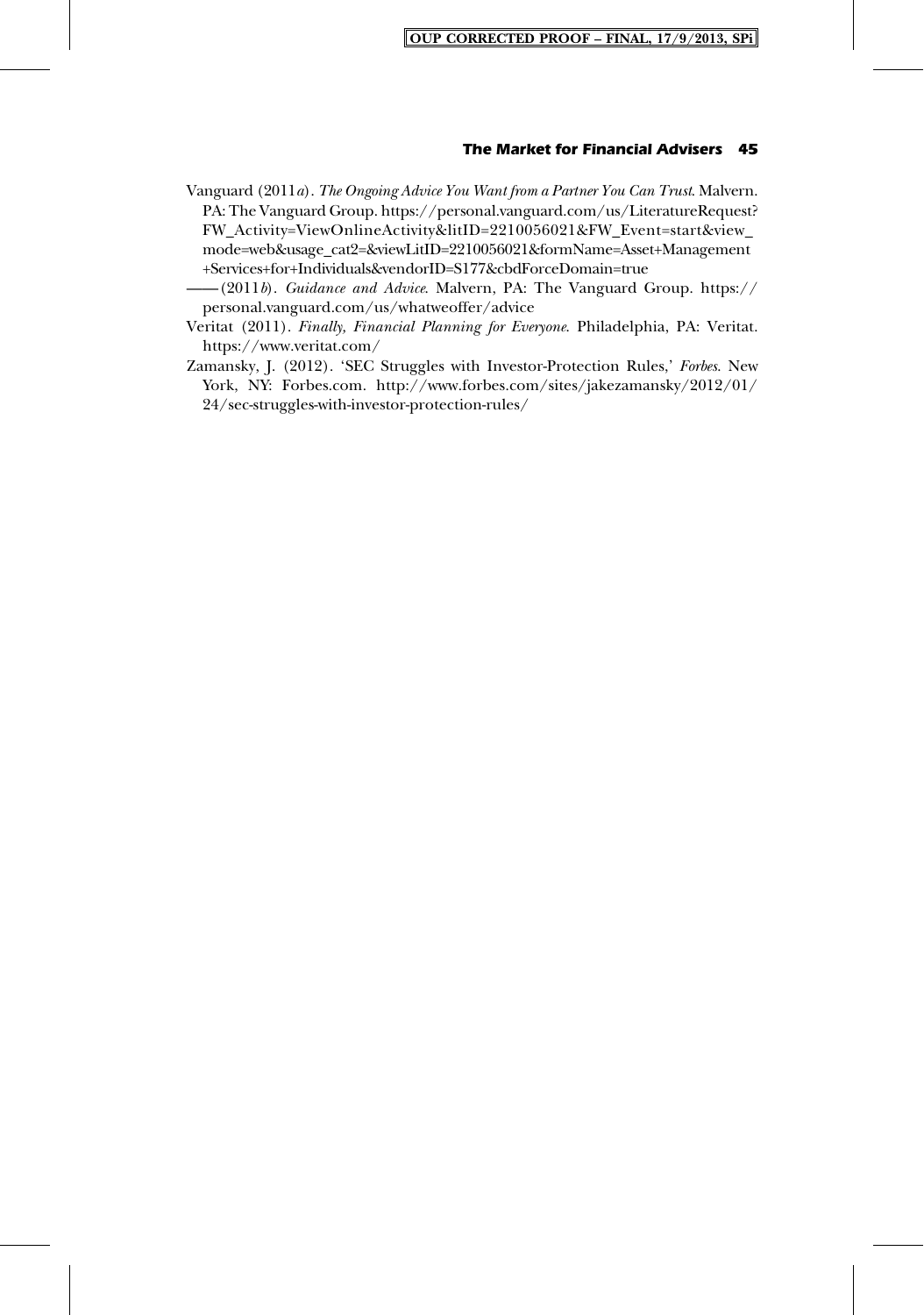Vanguard (2011*a*). *The Ongoing Advice You Want from a Partner You Can Trust*. Malvern. PA: The Vanguard Group. https://personal.vanguard.com/us/LiteratureRequest?FW_Activity=ViewOnlineActivity&litID=2210056021&FW_Event=start&view_mode=web&usage_cat2=&viewLitID=2210056021&formName=Asset+Management+Services+for+Individuals&vendorID=S177&cbdForceDomain=true

—— (2011*b*). *Guidance and Advice*. Malvern, PA: The Vanguard Group. https://personal.vanguard.com/us/whatweoffer/advice

Veritat (2011). *Finally, Financial Planning for Everyone*. Philadelphia, PA: Veritat. https://www.veritat.com/

Zamansky, J. (2012). 'SEC Struggles with Investor-Protection Rules,' *Forbes*. New York, NY: Forbes.com. http://www.forbes.com/sites/jakezamansky/2012/01/24/sec-struggles-with-investor-protection-rules/